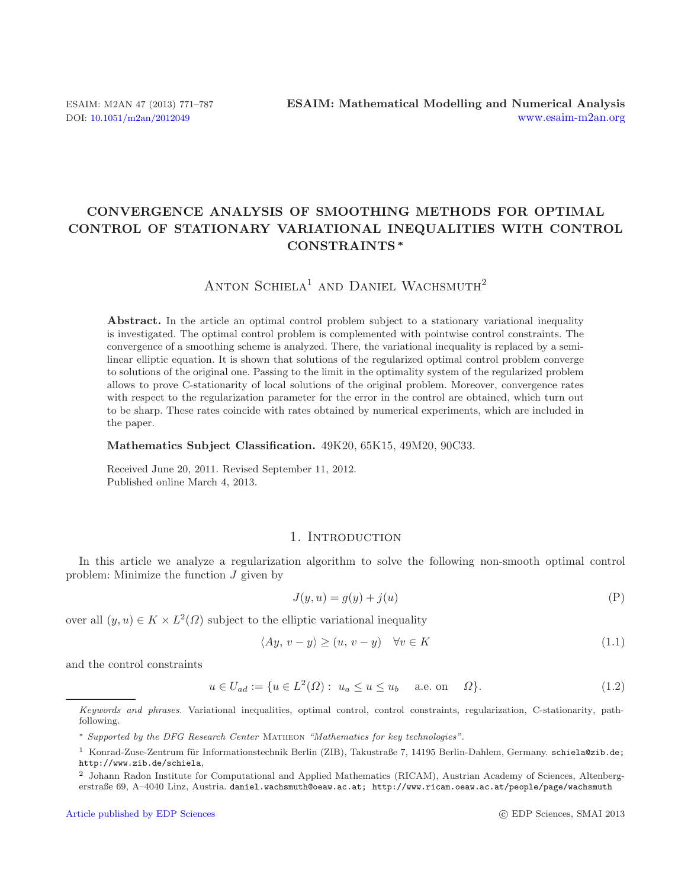# Convergence analysis of smoothing methods for optimal control of stationary variational inequalities with control constraints *

Anton Schiela[1] and Daniel Wachsmuth[2]

**Abstract.** In the article an optimal control problem subject to a stationary variational inequality is investigated. The optimal control problem is complemented with pointwise control constraints. The convergence of a smoothing scheme is analyzed. There, the variational inequality is replaced by a semi-linear elliptic equation. It is shown that solutions of the regularized optimal control problem converge to solutions of the original one. Passing to the limit in the optimality system of the regularized problem allows to prove C-stationarity of local solutions of the original problem. Moreover, convergence rates with respect to the regularization parameter for the error in the control are obtained, which turn out to be sharp. These rates coincide with rates obtained by numerical experiments, which are included in the paper.

**Mathematics Subject Classification.** 49K20, 65K15, 49M20, 90C33.

Received June 20, 2011. Revised September 11, 2012.
Published online March 4, 2013.

## 1. Introduction

In this article we analyze a regularization algorithm to solve the following non-smooth optimal control problem: Minimize the function $J$ given by

$$J(y, u) = g(y) + j(u) \tag{P}$$

over all $(y, u) \in K \times L^2(\Omega)$ subject to the elliptic variational inequality

$$\langle Ay, v - y\rangle \geq (u, v - y) \quad \forall v \in K \tag{1.1}$$

and the control constraints

$$u \in U_{ad} := \{u \in L^2(\Omega) : \ u_a \leq u \leq u_b \quad \text{a.e. on} \quad \Omega\}. \tag{1.2}$$

---

*Keywords and phrases.* Variational inequalities, optimal control, control constraints, regularization, C-stationarity, path-following.

\* *Supported by the DFG Research Center* Matheon *"Mathematics for key technologies"*.

[1] Konrad-Zuse-Zentrum für Informationstechnik Berlin (ZIB), Takustraße 7, 14195 Berlin-Dahlem, Germany. schiela@zib.de; http://www.zib.de/schiela,

[2] Johann Radon Institute for Computational and Applied Mathematics (RICAM), Austrian Academy of Sciences, Altenbergerstraße 69, A–4040 Linz, Austria. daniel.wachsmuth@oeaw.ac.at; http://www.ricam.oeaw.ac.at/people/page/wachsmuth

Article published by EDP Sciences © EDP Sciences, SMAI 2013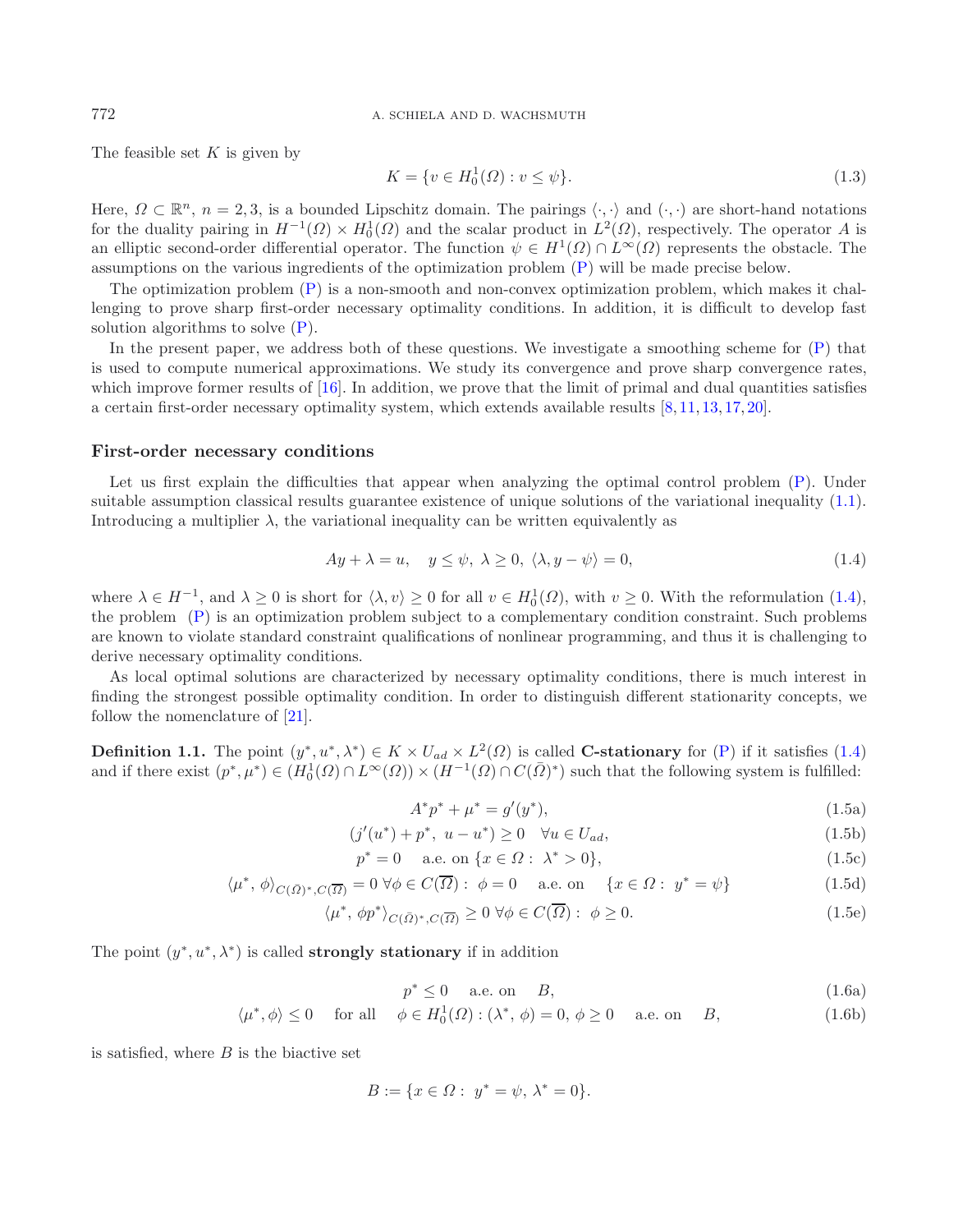The feasible set $K$ is given by

$$K = \{v \in H_0^1(\Omega) : v \leq \psi\}. \tag{1.3}$$

Here, $\Omega \subset \mathbb{R}^n$, $n = 2, 3$, is a bounded Lipschitz domain. The pairings $\langle \cdot, \cdot \rangle$ and $(\cdot, \cdot)$ are short-hand notations for the duality pairing in $H^{-1}(\Omega) \times H_0^1(\Omega)$ and the scalar product in $L^2(\Omega)$, respectively. The operator $A$ is an elliptic second-order differential operator. The function $\psi \in H^1(\Omega) \cap L^\infty(\Omega)$ represents the obstacle. The assumptions on the various ingredients of the optimization problem (P) will be made precise below.

The optimization problem (P) is a non-smooth and non-convex optimization problem, which makes it challenging to prove sharp first-order necessary optimality conditions. In addition, it is difficult to develop fast solution algorithms to solve (P).

In the present paper, we address both of these questions. We investigate a smoothing scheme for (P) that is used to compute numerical approximations. We study its convergence and prove sharp convergence rates, which improve former results of [16]. In addition, we prove that the limit of primal and dual quantities satisfies a certain first-order necessary optimality system, which extends available results [8, 11, 13, 17, 20].

### First-order necessary conditions

Let us first explain the difficulties that appear when analyzing the optimal control problem (P). Under suitable assumption classical results guarantee existence of unique solutions of the variational inequality (1.1). Introducing a multiplier $\lambda$, the variational inequality can be written equivalently as

$$Ay + \lambda = u, \quad y \leq \psi, \ \lambda \geq 0, \ \langle \lambda, y - \psi \rangle = 0, \tag{1.4}$$

where $\lambda \in H^{-1}$, and $\lambda \geq 0$ is short for $\langle \lambda, v \rangle \geq 0$ for all $v \in H_0^1(\Omega)$, with $v \geq 0$. With the reformulation (1.4), the problem (P) is an optimization problem subject to a complementary condition constraint. Such problems are known to violate standard constraint qualifications of nonlinear programming, and thus it is challenging to derive necessary optimality conditions.

As local optimal solutions are characterized by necessary optimality conditions, there is much interest in finding the strongest possible optimality condition. In order to distinguish different stationarity concepts, we follow the nomenclature of [21].

**Definition 1.1.** The point $(y^*, u^*, \lambda^*) \in K \times U_{ad} \times L^2(\Omega)$ is called **C-stationary** for (P) if it satisfies (1.4) and if there exist $(p^*, \mu^*) \in (H_0^1(\Omega) \cap L^\infty(\Omega)) \times (H^{-1}(\Omega) \cap C(\bar{\Omega})^*)$ such that the following system is fulfilled:

$$A^* p^* + \mu^* = g'(y^*), \tag{1.5a}$$

$$(j'(u^*) + p^*, \ u - u^*) \geq 0 \quad \forall u \in U_{ad}, \tag{1.5b}$$

$$p^* = 0 \quad \text{ a.e. on } \{x \in \Omega : \ \lambda^* > 0\}, \tag{1.5c}$$

$$\langle \mu^*, \phi \rangle_{C(\bar{\Omega})^*, C(\overline{\Omega})} = 0 \ \forall \phi \in C(\overline{\Omega}) : \ \phi = 0 \quad \text{ a.e. on } \quad \{x \in \Omega : \ y^* = \psi\} \tag{1.5d}$$

$$\langle \mu^*, \ \phi p^* \rangle_{C(\bar{\Omega})^*, C(\overline{\Omega})} \geq 0 \ \forall \phi \in C(\overline{\Omega}) : \ \phi \geq 0. \tag{1.5e}$$

The point $(y^*, u^*, \lambda^*)$ is called **strongly stationary** if in addition

$$p^* \leq 0 \quad \text{ a.e. on } \quad B, \tag{1.6a}$$

$$\langle \mu^*, \phi \rangle \leq 0 \quad \text{ for all } \quad \phi \in H_0^1(\Omega) : (\lambda^*, \phi) = 0, \ \phi \geq 0 \quad \text{ a.e. on } \quad B, \tag{1.6b}$$

is satisfied, where $B$ is the biactive set

$$B := \{x \in \Omega : \ y^* = \psi, \ \lambda^* = 0\}.$$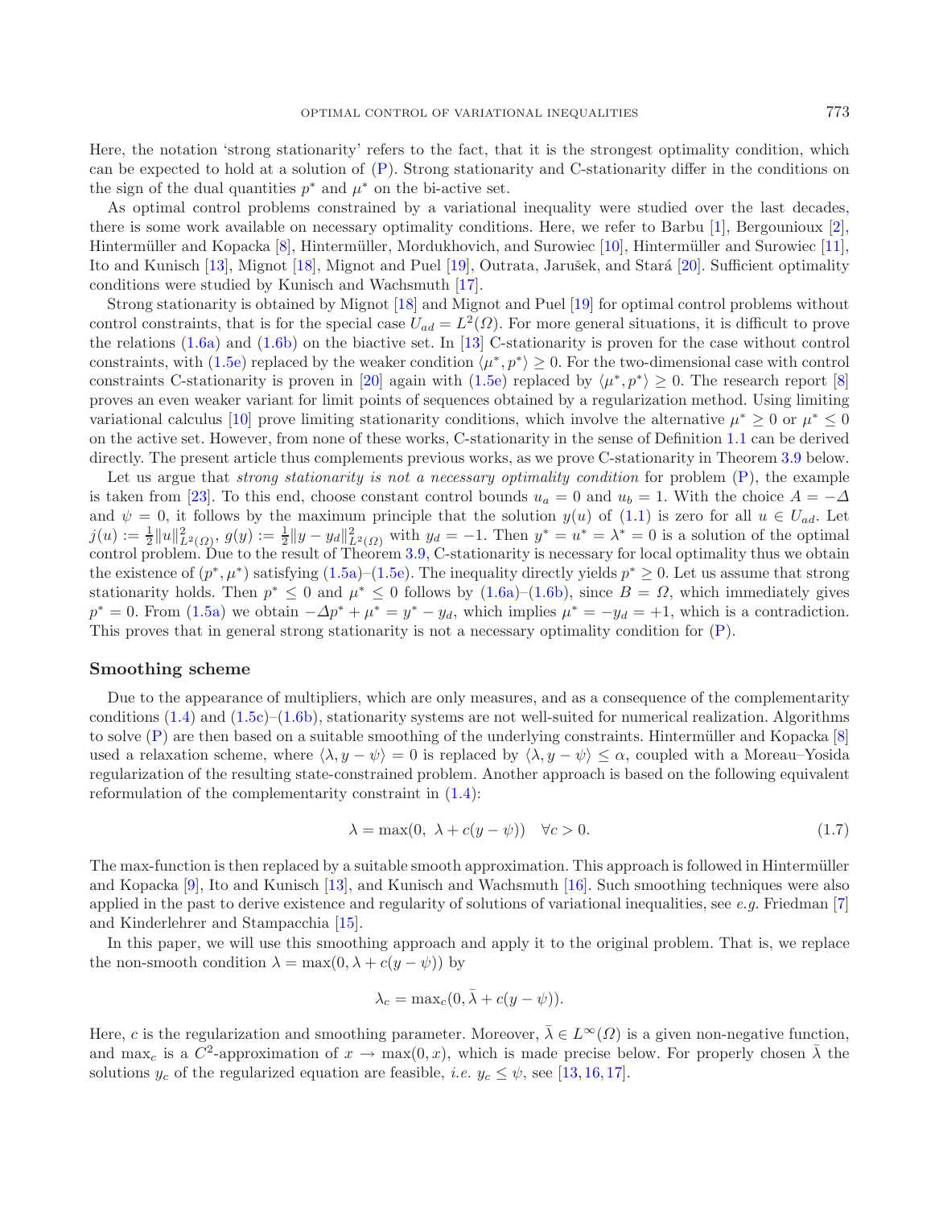Here, the notation 'strong stationarity' refers to the fact, that it is the strongest optimality condition, which can be expected to hold at a solution of (P). Strong stationarity and C-stationarity differ in the conditions on the sign of the dual quantities $p^*$ and $\mu^*$ on the bi-active set.

As optimal control problems constrained by a variational inequality were studied over the last decades, there is some work available on necessary optimality conditions. Here, we refer to Barbu [1], Bergounioux [2], Hintermüller and Kopacka [8], Hintermüller, Mordukhovich, and Surowiec [10], Hintermüller and Surowiec [11], Ito and Kunisch [13], Mignot [18], Mignot and Puel [19], Outrata, Jarušek, and Stará [20]. Sufficient optimality conditions were studied by Kunisch and Wachsmuth [17].

Strong stationarity is obtained by Mignot [18] and Mignot and Puel [19] for optimal control problems without control constraints, that is for the special case $U_{ad} = L^2(\Omega)$. For more general situations, it is difficult to prove the relations (1.6a) and (1.6b) on the biactive set. In [13] C-stationarity is proven for the case without control constraints, with (1.5e) replaced by the weaker condition $\langle \mu^*, p^* \rangle \geq 0$. For the two-dimensional case with control constraints C-stationarity is proven in [20] again with (1.5e) replaced by $\langle \mu^*, p^* \rangle \geq 0$. The research report [8] proves an even weaker variant for limit points of sequences obtained by a regularization method. Using limiting variational calculus [10] prove limiting stationarity conditions, which involve the alternative $\mu^* \geq 0$ or $\mu^* \leq 0$ on the active set. However, from none of these works, C-stationarity in the sense of Definition 1.1 can be derived directly. The present article thus complements previous works, as we prove C-stationarity in Theorem 3.9 below.

Let us argue that *strong stationarity is not a necessary optimality condition* for problem (P), the example is taken from [23]. To this end, choose constant control bounds $u_a = 0$ and $u_b = 1$. With the choice $A = -\Delta$ and $\psi = 0$, it follows by the maximum principle that the solution $y(u)$ of (1.1) is zero for all $u \in U_{ad}$. Let $j(u) := \frac{1}{2}\|u\|^2_{L^2(\Omega)}$, $g(y) := \frac{1}{2}\|y - y_d\|^2_{L^2(\Omega)}$ with $y_d = -1$. Then $y^* = u^* = \lambda^* = 0$ is a solution of the optimal control problem. Due to the result of Theorem 3.9, C-stationarity is necessary for local optimality thus we obtain the existence of $(p^*, \mu^*)$ satisfying (1.5a)–(1.5e). The inequality directly yields $p^* \geq 0$. Let us assume that strong stationarity holds. Then $p^* \leq 0$ and $\mu^* \leq 0$ follows by (1.6a)–(1.6b), since $B = \Omega$, which immediately gives $p^* = 0$. From (1.5a) we obtain $-\Delta p^* + \mu^* = y^* - y_d$, which implies $\mu^* = -y_d = +1$, which is a contradiction. This proves that in general strong stationarity is not a necessary optimality condition for (P).

## Smoothing scheme

Due to the appearance of multipliers, which are only measures, and as a consequence of the complementarity conditions (1.4) and (1.5c)–(1.6b), stationarity systems are not well-suited for numerical realization. Algorithms to solve (P) are then based on a suitable smoothing of the underlying constraints. Hintermüller and Kopacka [8] used a relaxation scheme, where $\langle \lambda, y - \psi \rangle = 0$ is replaced by $\langle \lambda, y - \psi \rangle \leq \alpha$, coupled with a Moreau–Yosida regularization of the resulting state-constrained problem. Another approach is based on the following equivalent reformulation of the complementarity constraint in (1.4):

$$\lambda = \max(0,\ \lambda + c(y - \psi)) \quad \forall c > 0. \tag{1.7}$$

The max-function is then replaced by a suitable smooth approximation. This approach is followed in Hintermüller and Kopacka [9], Ito and Kunisch [13], and Kunisch and Wachsmuth [16]. Such smoothing techniques were also applied in the past to derive existence and regularity of solutions of variational inequalities, see *e.g.* Friedman [7] and Kinderlehrer and Stampacchia [15].

In this paper, we will use this smoothing approach and apply it to the original problem. That is, we replace the non-smooth condition $\lambda = \max(0, \lambda + c(y - \psi))$ by

$$\lambda_c = \max_c(0, \bar{\lambda} + c(y - \psi)).$$

Here, $c$ is the regularization and smoothing parameter. Moreover, $\bar{\lambda} \in L^\infty(\Omega)$ is a given non-negative function, and $\max_c$ is a $C^2$-approximation of $x \to \max(0, x)$, which is made precise below. For properly chosen $\bar{\lambda}$ the solutions $y_c$ of the regularized equation are feasible, *i.e.* $y_c \leq \psi$, see [13, 16, 17].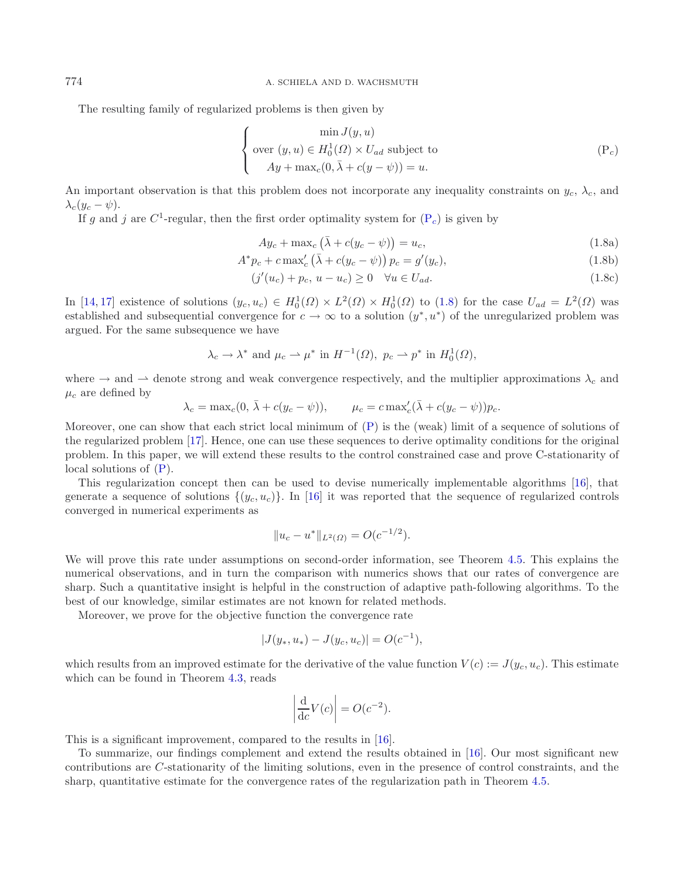The resulting family of regularized problems is then given by

$$
\left\{
\begin{array}{c}
\min J(y,u) \\
\text{over } (y,u) \in H_0^1(\Omega) \times U_{ad} \text{ subject to} \\
Ay + \max_c(0, \bar{\lambda} + c(y-\psi)) = u.
\end{array}
\right. \tag{P$_c$}
$$

An important observation is that this problem does not incorporate any inequality constraints on $y_c$, $\lambda_c$, and $\lambda_c(y_c - \psi)$.

If $g$ and $j$ are $C^1$-regular, then the first order optimality system for (P$_c$) is given by

$$
Ay_c + \max_c\left(\bar{\lambda} + c(y_c - \psi)\right) = u_c, \tag{1.8a}
$$

$$
A^* p_c + c \max_c'\left(\bar{\lambda} + c(y_c - \psi)\right) p_c = g'(y_c), \tag{1.8b}
$$

$$
(j'(u_c) + p_c,\, u - u_c) \geq 0 \quad \forall u \in U_{ad}. \tag{1.8c}
$$

In [14, 17] existence of solutions $(y_c, u_c) \in H_0^1(\Omega) \times L^2(\Omega) \times H_0^1(\Omega)$ to (1.8) for the case $U_{ad} = L^2(\Omega)$ was established and subsequential convergence for $c \to \infty$ to a solution $(y^*, u^*)$ of the unregularized problem was argued. For the same subsequence we have

$$
\lambda_c \to \lambda^* \text{ and } \mu_c \rightharpoonup \mu^* \text{ in } H^{-1}(\Omega),\ p_c \rightharpoonup p^* \text{ in } H_0^1(\Omega),
$$

where $\to$ and $\rightharpoonup$ denote strong and weak convergence respectively, and the multiplier approximations $\lambda_c$ and $\mu_c$ are defined by

$$
\lambda_c = \max_c(0,\, \bar{\lambda} + c(y_c - \psi)), \qquad \mu_c = c \max_c'(\bar{\lambda} + c(y_c - \psi)) p_c.
$$

Moreover, one can show that each strict local minimum of (P) is the (weak) limit of a sequence of solutions of the regularized problem [17]. Hence, one can use these sequences to derive optimality conditions for the original problem. In this paper, we will extend these results to the control constrained case and prove C-stationarity of local solutions of (P).

This regularization concept then can be used to devise numerically implementable algorithms [16], that generate a sequence of solutions $\{(y_c, u_c)\}$. In [16] it was reported that the sequence of regularized controls converged in numerical experiments as

$$
\|u_c - u^*\|_{L^2(\Omega)} = O(c^{-1/2}).
$$

We will prove this rate under assumptions on second-order information, see Theorem 4.5. This explains the numerical observations, and in turn the comparison with numerics shows that our rates of convergence are sharp. Such a quantitative insight is helpful in the construction of adaptive path-following algorithms. To the best of our knowledge, similar estimates are not known for related methods.

Moreover, we prove for the objective function the convergence rate

$$
|J(y_*, u_*) - J(y_c, u_c)| = O(c^{-1}),
$$

which results from an improved estimate for the derivative of the value function $V(c) := J(y_c, u_c)$. This estimate which can be found in Theorem 4.3, reads

$$
\left| \frac{\mathrm{d}}{\mathrm{d}c} V(c) \right| = O(c^{-2}).
$$

This is a significant improvement, compared to the results in [16].

To summarize, our findings complement and extend the results obtained in [16]. Our most significant new contributions are $C$-stationarity of the limiting solutions, even in the presence of control constraints, and the sharp, quantitative estimate for the convergence rates of the regularization path in Theorem 4.5.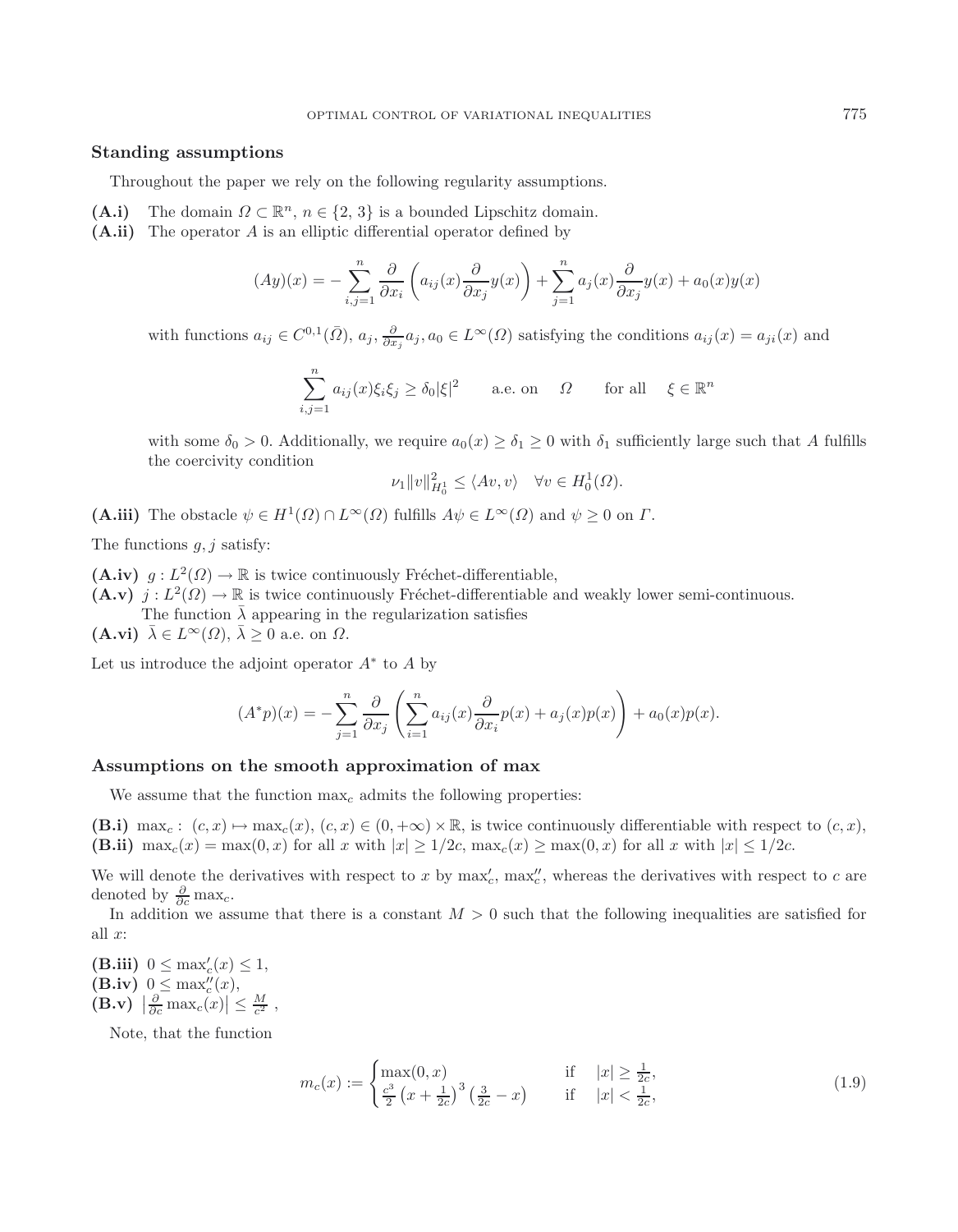### Standing assumptions

Throughout the paper we rely on the following regularity assumptions.

**(A.i)** The domain $\Omega \subset \mathbb{R}^n$, $n \in \{2, 3\}$ is a bounded Lipschitz domain.

**(A.ii)** The operator $A$ is an elliptic differential operator defined by

$$(Ay)(x) = -\sum_{i,j=1}^{n} \frac{\partial}{\partial x_i}\left(a_{ij}(x)\frac{\partial}{\partial x_j}y(x)\right) + \sum_{j=1}^{n} a_j(x)\frac{\partial}{\partial x_j}y(x) + a_0(x)y(x)$$

with functions $a_{ij} \in C^{0,1}(\bar{\Omega})$, $a_j, \frac{\partial}{\partial x_j}a_j, a_0 \in L^\infty(\Omega)$ satisfying the conditions $a_{ij}(x) = a_{ji}(x)$ and

$$\sum_{i,j=1}^{n} a_{ij}(x)\xi_i\xi_j \geq \delta_0|\xi|^2 \qquad \text{a.e. on} \quad \Omega \qquad \text{for all} \quad \xi \in \mathbb{R}^n$$

with some $\delta_0 > 0$. Additionally, we require $a_0(x) \geq \delta_1 \geq 0$ with $\delta_1$ sufficiently large such that $A$ fulfills the coercivity condition

$$\nu_1\|v\|_{H_0^1}^2 \leq \langle Av, v\rangle \quad \forall v \in H_0^1(\Omega).$$

**(A.iii)** The obstacle $\psi \in H^1(\Omega) \cap L^\infty(\Omega)$ fulfills $A\psi \in L^\infty(\Omega)$ and $\psi \geq 0$ on $\Gamma$.

The functions $g, j$ satisfy:

**(A.iv)** $g : L^2(\Omega) \to \mathbb{R}$ is twice continuously Fréchet-differentiable,

**(A.v)** $j : L^2(\Omega) \to \mathbb{R}$ is twice continuously Fréchet-differentiable and weakly lower semi-continuous.

The function $\bar{\lambda}$ appearing in the regularization satisfies

**(A.vi)** $\bar{\lambda} \in L^\infty(\Omega)$, $\bar{\lambda} \geq 0$ a.e. on $\Omega$.

Let us introduce the adjoint operator $A^*$ to $A$ by

$$(A^*p)(x) = -\sum_{j=1}^{n} \frac{\partial}{\partial x_j}\left(\sum_{i=1}^{n} a_{ij}(x)\frac{\partial}{\partial x_i}p(x) + a_j(x)p(x)\right) + a_0(x)p(x).$$

### Assumptions on the smooth approximation of max

We assume that the function $\max_c$ admits the following properties:

**(B.i)** $\max_c : (c, x) \mapsto \max_c(x)$, $(c, x) \in (0, +\infty) \times \mathbb{R}$, is twice continuously differentiable with respect to $(c, x)$,

**(B.ii)** $\max_c(x) = \max(0, x)$ for all $x$ with $|x| \geq 1/2c$, $\max_c(x) \geq \max(0, x)$ for all $x$ with $|x| \leq 1/2c$.

We will denote the derivatives with respect to $x$ by $\max_c'$, $\max_c''$, whereas the derivatives with respect to $c$ are denoted by $\frac{\partial}{\partial c}\max_c$.

In addition we assume that there is a constant $M > 0$ such that the following inequalities are satisfied for all $x$:

**(B.iii)** $0 \leq \max_c'(x) \leq 1$,

**(B.iv)** $0 \leq \max_c''(x)$,

**(B.v)** $\left|\frac{\partial}{\partial c}\max_c(x)\right| \leq \frac{M}{c^2}$ ,

Note, that the function

$$m_c(x) := \begin{cases} \max(0, x) & \text{if} \quad |x| \geq \frac{1}{2c}, \\ \frac{c^3}{2}\left(x + \frac{1}{2c}\right)^3\left(\frac{3}{2c} - x\right) & \text{if} \quad |x| < \frac{1}{2c}, \end{cases} \tag{1.9}$$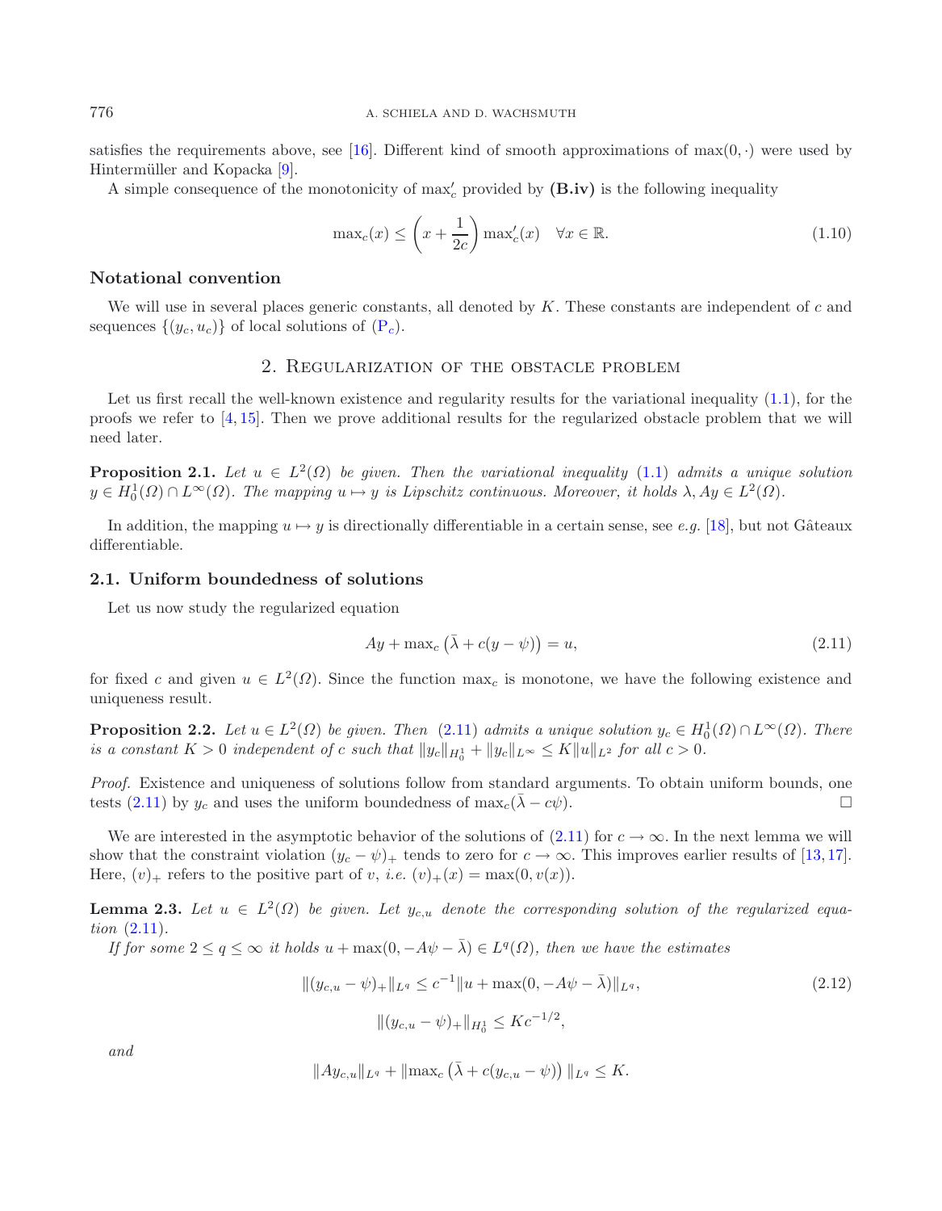satisfies the requirements above, see [16]. Different kind of smooth approximations of $\max(0,\cdot)$ were used by Hintermüller and Kopacka [9].

A simple consequence of the monotonicity of $\max_c'$ provided by **(B.iv)** is the following inequality

$$\max_c(x) \le \left(x + \frac{1}{2c}\right)\max_c'(x) \quad \forall x \in \mathbb{R}. \tag{1.10}$$

### Notational convention

We will use in several places generic constants, all denoted by $K$. These constants are independent of $c$ and sequences $\{(y_c, u_c)\}$ of local solutions of (P$_c$).

## 2. Regularization of the obstacle problem

Let us first recall the well-known existence and regularity results for the variational inequality (1.1), for the proofs we refer to [4, 15]. Then we prove additional results for the regularized obstacle problem that we will need later.

**Proposition 2.1.** *Let $u \in L^2(\Omega)$ be given. Then the variational inequality (1.1) admits a unique solution $y \in H_0^1(\Omega) \cap L^\infty(\Omega)$. The mapping $u \mapsto y$ is Lipschitz continuous. Moreover, it holds $\lambda, Ay \in L^2(\Omega)$.*

In addition, the mapping $u \mapsto y$ is directionally differentiable in a certain sense, see *e.g.* [18], but not Gâteaux differentiable.

### 2.1. Uniform boundedness of solutions

Let us now study the regularized equation

$$Ay + \max_c\left(\bar\lambda + c(y-\psi)\right) = u, \tag{2.11}$$

for fixed $c$ and given $u \in L^2(\Omega)$. Since the function $\max_c$ is monotone, we have the following existence and uniqueness result.

**Proposition 2.2.** *Let $u \in L^2(\Omega)$ be given. Then (2.11) admits a unique solution $y_c \in H_0^1(\Omega) \cap L^\infty(\Omega)$. There is a constant $K > 0$ independent of $c$ such that $\|y_c\|_{H_0^1} + \|y_c\|_{L^\infty} \le K\|u\|_{L^2}$ for all $c > 0$.*

*Proof.* Existence and uniqueness of solutions follow from standard arguments. To obtain uniform bounds, one tests (2.11) by $y_c$ and uses the uniform boundedness of $\max_c(\bar\lambda - c\psi)$. $\square$

We are interested in the asymptotic behavior of the solutions of (2.11) for $c \to \infty$. In the next lemma we will show that the constraint violation $(y_c - \psi)_+$ tends to zero for $c \to \infty$. This improves earlier results of [13, 17]. Here, $(v)_+$ refers to the positive part of $v$, *i.e.* $(v)_+(x) = \max(0, v(x))$.

**Lemma 2.3.** *Let $u \in L^2(\Omega)$ be given. Let $y_{c,u}$ denote the corresponding solution of the regularized equation (2.11).*

*If for some $2 \le q \le \infty$ it holds $u + \max(0, -A\psi - \bar\lambda) \in L^q(\Omega)$, then we have the estimates*

$$\|(y_{c,u} - \psi)_+\|_{L^q} \le c^{-1}\|u + \max(0, -A\psi - \bar\lambda)\|_{L^q}, \tag{2.12}$$

$$\|(y_{c,u} - \psi)_+\|_{H_0^1} \le Kc^{-1/2},$$

*and*

$$\|Ay_{c,u}\|_{L^q} + \left\|\max_c\left(\bar\lambda + c(y_{c,u} - \psi)\right)\right\|_{L^q} \le K.$$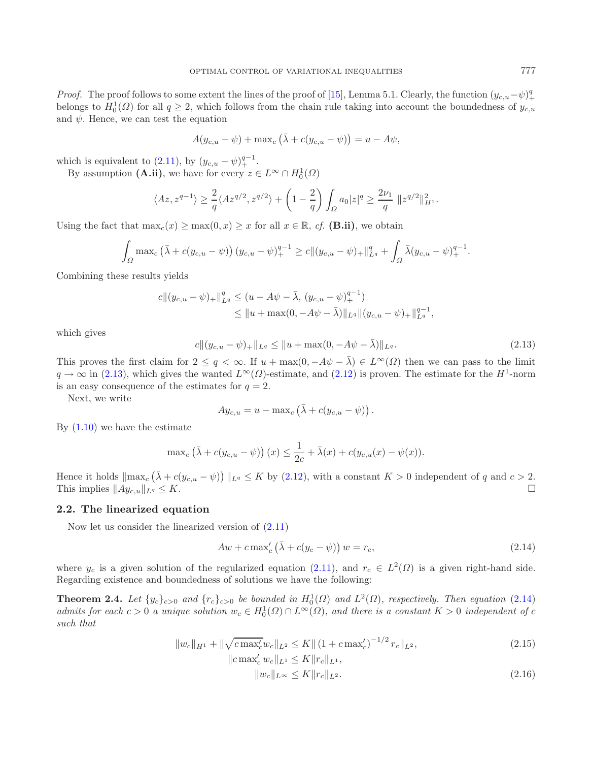*Proof.* The proof follows to some extent the lines of the proof of [15], Lemma 5.1. Clearly, the function $(y_{c,u}-\psi)_+^q$ belongs to $H_0^1(\Omega)$ for all $q \geq 2$, which follows from the chain rule taking into account the boundedness of $y_{c,u}$ and $\psi$. Hence, we can test the equation

$$A(y_{c,u}-\psi) + \max_c\left(\bar{\lambda} + c(y_{c,u}-\psi)\right) = u - A\psi,$$

which is equivalent to (2.11), by $(y_{c,u}-\psi)_+^{q-1}$.

By assumption **(A.ii)**, we have for every $z \in L^\infty \cap H_0^1(\Omega)$

$$\langle Az, z^{q-1}\rangle \geq \frac{2}{q}\langle Az^{q/2}, z^{q/2}\rangle + \left(1-\frac{2}{q}\right)\int_\Omega a_0|z|^q \geq \frac{2\nu_1}{q}\,\|z^{q/2}\|_{H^1}^2.$$

Using the fact that $\max_c(x) \geq \max(0,x) \geq x$ for all $x \in \mathbb{R}$, *cf.* **(B.ii)**, we obtain

$$\int_\Omega \max_c\left(\bar{\lambda} + c(y_{c,u}-\psi)\right)(y_{c,u}-\psi)_+^{q-1} \geq c\|(y_{c,u}-\psi)_+\|_{L^q}^q + \int_\Omega \bar{\lambda}(y_{c,u}-\psi)_+^{q-1}.$$

Combining these results yields

$$\begin{aligned} c\|(y_{c,u}-\psi)_+\|_{L^q}^q &\leq (u - A\psi - \bar{\lambda},\, (y_{c,u}-\psi)_+^{q-1}) \\ &\leq \|u + \max(0, -A\psi - \bar{\lambda})\|_{L^q}\|(y_{c,u}-\psi)_+\|_{L^q}^{q-1}, \end{aligned}$$

which gives

$$c\|(y_{c,u}-\psi)_+\|_{L^q} \leq \|u + \max(0,-A\psi-\bar{\lambda})\|_{L^q}. \tag{2.13}$$

This proves the first claim for $2 \leq q < \infty$. If $u + \max(0, -A\psi - \bar{\lambda}) \in L^\infty(\Omega)$ then we can pass to the limit $q \to \infty$ in (2.13), which gives the wanted $L^\infty(\Omega)$-estimate, and (2.12) is proven. The estimate for the $H^1$-norm is an easy consequence of the estimates for $q = 2$.

Next, we write

$$Ay_{c,u} = u - \max_c\left(\bar{\lambda} + c(y_{c,u}-\psi)\right).$$

By (1.10) we have the estimate

$$\max_c\left(\bar{\lambda} + c(y_{c,u}-\psi)\right)(x) \leq \frac{1}{2c} + \bar{\lambda}(x) + c(y_{c,u}(x) - \psi(x)).$$

Hence it holds $\|\max_c\left(\bar{\lambda} + c(y_{c,u}-\psi)\right)\|_{L^q} \leq K$ by (2.12), with a constant $K > 0$ independent of $q$ and $c > 2$. This implies $\|Ay_{c,u}\|_{L^q} \leq K$. □

### 2.2. The linearized equation

Now let us consider the linearized version of (2.11)

$$Aw + c\max_c'\left(\bar{\lambda} + c(y_c - \psi)\right)w = r_c, \tag{2.14}$$

where $y_c$ is a given solution of the regularized equation (2.11), and $r_c \in L^2(\Omega)$ is a given right-hand side. Regarding existence and boundedness of solutions we have the following:

**Theorem 2.4.** *Let $\{y_c\}_{c>0}$ and $\{r_c\}_{c>0}$ be bounded in $H_0^1(\Omega)$ and $L^2(\Omega)$, respectively. Then equation (2.14) admits for each $c > 0$ a unique solution $w_c \in H_0^1(\Omega) \cap L^\infty(\Omega)$, and there is a constant $K > 0$ independent of $c$ such that*

$$\|w_c\|_{H^1} + \|\sqrt{c\max_c'}w_c\|_{L^2} \leq K\|\left(1 + c\max_c'\right)^{-1/2} r_c\|_{L^2}, \tag{2.15}$$

$$\|c\max_c' w_c\|_{L^1} \leq K\|r_c\|_{L^1},$$

$$\|w_c\|_{L^\infty} \leq K\|r_c\|_{L^2}. \tag{2.16}$$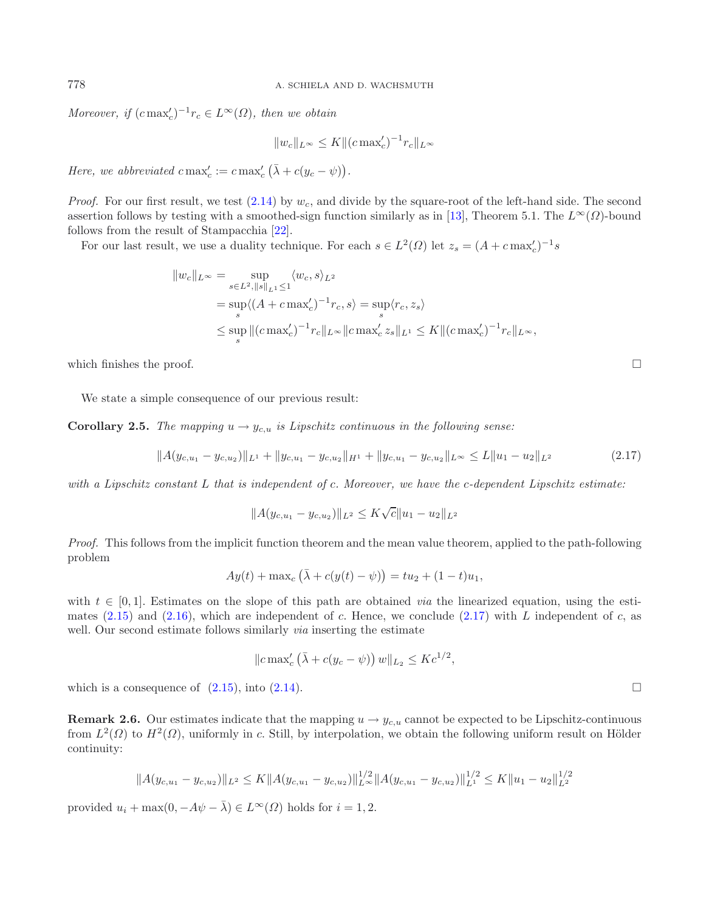*Moreover, if* $(c\max_c')^{-1} r_c \in L^\infty(\Omega)$*, then we obtain*

$$\|w_c\|_{L^\infty} \leq K \|(c\max_c')^{-1} r_c\|_{L^\infty}$$

*Here, we abbreviated* $c\max_c' := c\max_c'\left(\bar\lambda + c(y_c - \psi)\right)$.

*Proof.* For our first result, we test (2.14) by $w_c$, and divide by the square-root of the left-hand side. The second assertion follows by testing with a smoothed-sign function similarly as in [13], Theorem 5.1. The $L^\infty(\Omega)$-bound follows from the result of Stampacchia [22].

For our last result, we use a duality technique. For each $s \in L^2(\Omega)$ let $z_s = (A + c\max_c')^{-1} s$

$$
\begin{aligned}
\|w_c\|_{L^\infty} &= \sup_{s \in L^2, \|s\|_{L^1} \leq 1} \langle w_c, s\rangle_{L^2} \\
&= \sup_s \langle (A + c\max_c')^{-1} r_c, s\rangle = \sup_s \langle r_c, z_s\rangle \\
&\leq \sup_s \|(c\max_c')^{-1} r_c\|_{L^\infty} \|c\max_c' z_s\|_{L^1} \leq K \|(c\max_c')^{-1} r_c\|_{L^\infty},
\end{aligned}
$$

which finishes the proof. □

We state a simple consequence of our previous result:

**Corollary 2.5.** *The mapping* $u \to y_{c,u}$ *is Lipschitz continuous in the following sense:*

$$\|A(y_{c,u_1} - y_{c,u_2})\|_{L^1} + \|y_{c,u_1} - y_{c,u_2}\|_{H^1} + \|y_{c,u_1} - y_{c,u_2}\|_{L^\infty} \leq L\|u_1 - u_2\|_{L^2} \tag{2.17}$$

*with a Lipschitz constant* $L$ *that is independent of* $c$*. Moreover, we have the* $c$*-dependent Lipschitz estimate:*

$$\|A(y_{c,u_1} - y_{c,u_2})\|_{L^2} \leq K\sqrt{c}\|u_1 - u_2\|_{L^2}$$

*Proof.* This follows from the implicit function theorem and the mean value theorem, applied to the path-following problem

$$Ay(t) + \max_c\left(\bar\lambda + c(y(t) - \psi)\right) = tu_2 + (1-t)u_1,$$

with $t \in [0,1]$. Estimates on the slope of this path are obtained *via* the linearized equation, using the estimates (2.15) and (2.16), which are independent of $c$. Hence, we conclude (2.17) with $L$ independent of $c$, as well. Our second estimate follows similarly *via* inserting the estimate

$$\|c\max_c'\left(\bar\lambda + c(y_c - \psi)\right) w\|_{L_2} \leq Kc^{1/2},$$

which is a consequence of (2.15), into (2.14). □

**Remark 2.6.** Our estimates indicate that the mapping $u \to y_{c,u}$ cannot be expected to be Lipschitz-continuous from $L^2(\Omega)$ to $H^2(\Omega)$, uniformly in $c$. Still, by interpolation, we obtain the following uniform result on Hölder continuity:

$$\|A(y_{c,u_1} - y_{c,u_2})\|_{L^2} \leq K\|A(y_{c,u_1} - y_{c,u_2})\|_{L^\infty}^{1/2} \|A(y_{c,u_1} - y_{c,u_2})\|_{L^1}^{1/2} \leq K\|u_1 - u_2\|_{L^2}^{1/2}$$

provided $u_i + \max(0, -A\psi - \bar\lambda) \in L^\infty(\Omega)$ holds for $i = 1, 2$.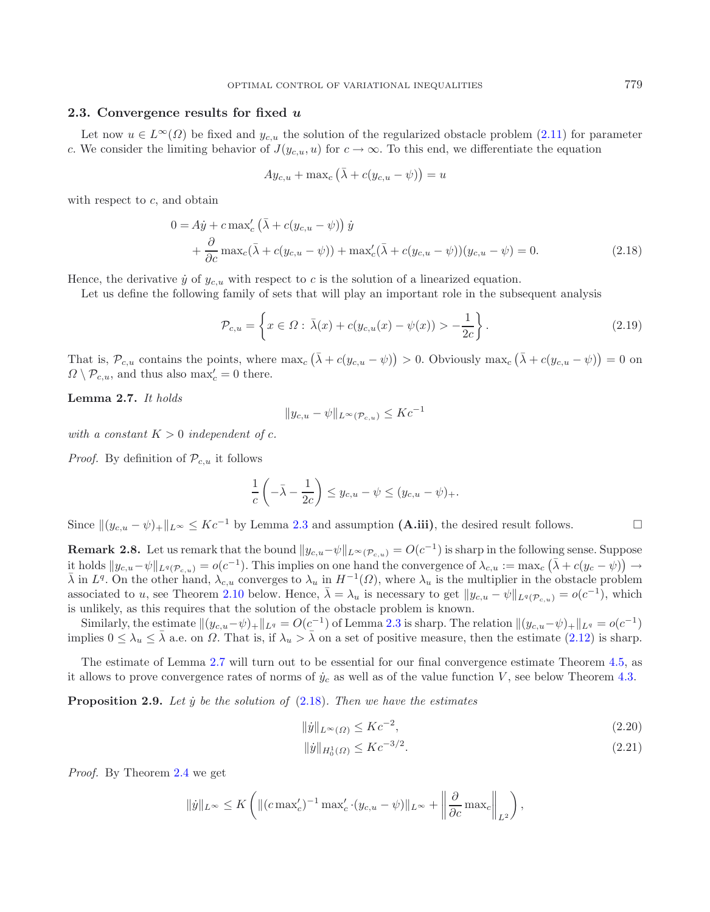### 2.3. Convergence results for fixed $u$

Let now $u \in L^\infty(\Omega)$ be fixed and $y_{c,u}$ the solution of the regularized obstacle problem (2.11) for parameter $c$. We consider the limiting behavior of $J(y_{c,u}, u)$ for $c \to \infty$. To this end, we differentiate the equation

$$Ay_{c,u} + \max_c \left(\bar\lambda + c(y_{c,u} - \psi)\right) = u$$

with respect to $c$, and obtain

$$\begin{aligned} 0 &= A\dot y + c \max_c' \left(\bar\lambda + c(y_{c,u} - \psi)\right) \dot y \\ &\quad + \frac{\partial}{\partial c} \max_c(\bar\lambda + c(y_{c,u} - \psi)) + \max_c'(\bar\lambda + c(y_{c,u} - \psi))(y_{c,u} - \psi) = 0. \end{aligned} \tag{2.18}$$

Hence, the derivative $\dot y$ of $y_{c,u}$ with respect to $c$ is the solution of a linearized equation.

Let us define the following family of sets that will play an important role in the subsequent analysis

$$\mathcal{P}_{c,u} = \left\{ x \in \Omega :\ \bar\lambda(x) + c(y_{c,u}(x) - \psi(x)) > -\frac{1}{2c} \right\}. \tag{2.19}$$

That is, $\mathcal{P}_{c,u}$ contains the points, where $\max_c \left(\bar\lambda + c(y_{c,u} - \psi)\right) > 0$. Obviously $\max_c \left(\bar\lambda + c(y_{c,u} - \psi)\right) = 0$ on $\Omega \setminus \mathcal{P}_{c,u}$, and thus also $\max_c' = 0$ there.

**Lemma 2.7.** *It holds*

$$\|y_{c,u} - \psi\|_{L^\infty(\mathcal{P}_{c,u})} \le Kc^{-1}$$

*with a constant $K > 0$ independent of $c$.*

*Proof.* By definition of $\mathcal{P}_{c,u}$ it follows

$$\frac{1}{c}\left(-\bar\lambda - \frac{1}{2c}\right) \le y_{c,u} - \psi \le (y_{c,u} - \psi)_+.$$

Since $\|(y_{c,u} - \psi)_+\|_{L^\infty} \le Kc^{-1}$ by Lemma 2.3 and assumption **(A.iii)**, the desired result follows. $\square$

**Remark 2.8.** Let us remark that the bound $\|y_{c,u} - \psi\|_{L^\infty(\mathcal{P}_{c,u})} = O(c^{-1})$ is sharp in the following sense. Suppose it holds $\|y_{c,u} - \psi\|_{L^q(\mathcal{P}_{c,u})} = o(c^{-1})$. This implies on one hand the convergence of $\lambda_{c,u} := \max_c \left(\bar\lambda + c(y_c - \psi)\right) \to \bar\lambda$ in $L^q$. On the other hand, $\lambda_{c,u}$ converges to $\lambda_u$ in $H^{-1}(\Omega)$, where $\lambda_u$ is the multiplier in the obstacle problem associated to $u$, see Theorem 2.10 below. Hence, $\bar\lambda = \lambda_u$ is necessary to get $\|y_{c,u} - \psi\|_{L^q(\mathcal{P}_{c,u})} = o(c^{-1})$, which is unlikely, as this requires that the solution of the obstacle problem is known.

Similarly, the estimate $\|(y_{c,u} - \psi)_+\|_{L^q} = O(c^{-1})$ of Lemma 2.3 is sharp. The relation $\|(y_{c,u} - \psi)_+\|_{L^q} = o(c^{-1})$ implies $0 \le \lambda_u \le \bar\lambda$ a.e. on $\Omega$. That is, if $\lambda_u > \bar\lambda$ on a set of positive measure, then the estimate (2.12) is sharp.

The estimate of Lemma 2.7 will turn out to be essential for our final convergence estimate Theorem 4.5, as it allows to prove convergence rates of norms of $\dot y_c$ as well as of the value function $V$, see below Theorem 4.3.

**Proposition 2.9.** *Let $\dot y$ be the solution of* (2.18). *Then we have the estimates*

$$\|\dot y\|_{L^\infty(\Omega)} \le Kc^{-2}, \tag{2.20}$$

$$\|\dot y\|_{H_0^1(\Omega)} \le Kc^{-3/2}. \tag{2.21}$$

*Proof.* By Theorem 2.4 we get

$$\|\dot y\|_{L^\infty} \le K\left( \|(c\max_c')^{-1} \max_c' \cdot (y_{c,u} - \psi)\|_{L^\infty} + \left\| \frac{\partial}{\partial c} \max_c \right\|_{L^2} \right),$$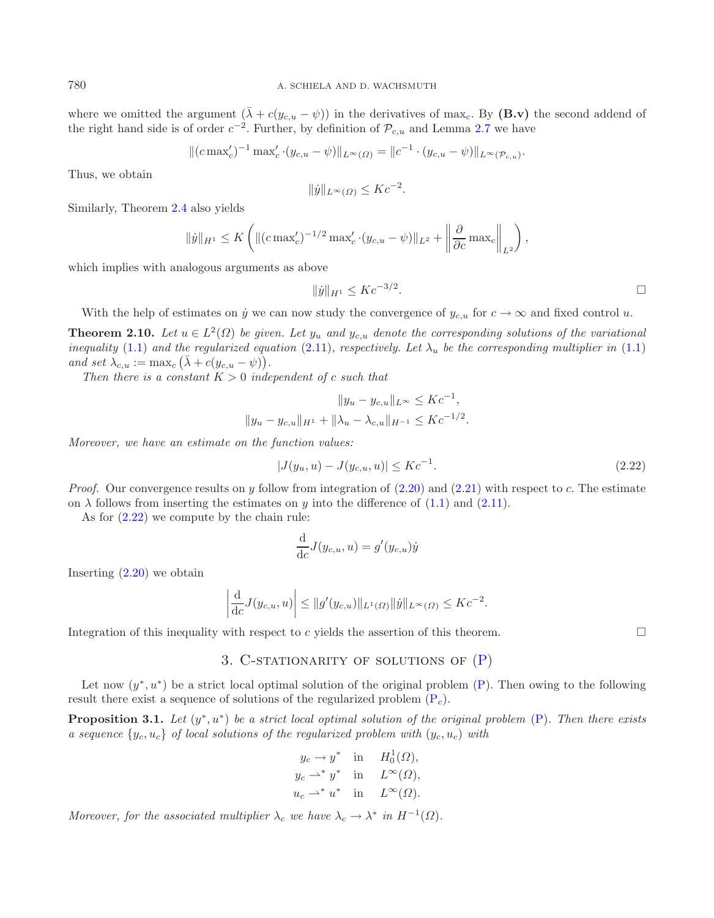where we omitted the argument $(\bar{\lambda} + c(y_{c,u} - \psi))$ in the derivatives of $\max_c$. By **(B.v)** the second addend of the right hand side is of order $c^{-2}$. Further, by definition of $\mathcal{P}_{c,u}$ and Lemma 2.7 we have

$$\|(c\max_c')^{-1}\max_c' \cdot (y_{c,u} - \psi)\|_{L^\infty(\Omega)} = \|c^{-1} \cdot (y_{c,u} - \psi)\|_{L^\infty(\mathcal{P}_{c,u})}.$$

Thus, we obtain

$$\|\dot{y}\|_{L^\infty(\Omega)} \le Kc^{-2}.$$

Similarly, Theorem 2.4 also yields

$$\|\dot{y}\|_{H^1} \le K\left(\|(c\max_c')^{-1/2}\max_c' \cdot (y_{c,u} - \psi)\|_{L^2} + \left\|\frac{\partial}{\partial c}\max_c\right\|_{L^2}\right),$$

which implies with analogous arguments as above

$$\|\dot{y}\|_{H^1} \le Kc^{-3/2}.$$

□

With the help of estimates on $\dot{y}$ we can now study the convergence of $y_{c,u}$ for $c \to \infty$ and fixed control $u$.

**Theorem 2.10.** *Let $u \in L^2(\Omega)$ be given. Let $y_u$ and $y_{c,u}$ denote the corresponding solutions of the variational inequality (1.1) and the regularized equation (2.11), respectively. Let $\lambda_u$ be the corresponding multiplier in (1.1) and set $\lambda_{c,u} := \max_c\left(\bar{\lambda} + c(y_{c,u} - \psi)\right)$.*

*Then there is a constant $K > 0$ independent of $c$ such that*

$$\|y_u - y_{c,u}\|_{L^\infty} \le Kc^{-1},$$
$$\|y_u - y_{c,u}\|_{H^1} + \|\lambda_u - \lambda_{c,u}\|_{H^{-1}} \le Kc^{-1/2}.$$

*Moreover, we have an estimate on the function values:*

$$|J(y_u, u) - J(y_{c,u}, u)| \le Kc^{-1}. \tag{2.22}$$

*Proof.* Our convergence results on $y$ follow from integration of (2.20) and (2.21) with respect to $c$. The estimate on $\lambda$ follows from inserting the estimates on $y$ into the difference of (1.1) and (2.11).

As for (2.22) we compute by the chain rule:

$$\frac{\mathrm{d}}{\mathrm{d}c}J(y_{c,u}, u) = g'(y_{c,u})\dot{y}$$

Inserting (2.20) we obtain

$$\left|\frac{\mathrm{d}}{\mathrm{d}c}J(y_{c,u}, u)\right| \le \|g'(y_{c,u})\|_{L^1(\Omega)}\|\dot{y}\|_{L^\infty(\Omega)} \le Kc^{-2}.$$

Integration of this inequality with respect to $c$ yields the assertion of this theorem. □

## 3. C-stationarity of solutions of (P)

Let now $(y^*, u^*)$ be a strict local optimal solution of the original problem (P). Then owing to the following result there exist a sequence of solutions of the regularized problem ($\mathrm{P}_c$).

**Proposition 3.1.** *Let $(y^*, u^*)$ be a strict local optimal solution of the original problem (P). Then there exists a sequence $\{y_c, u_c\}$ of local solutions of the regularized problem with $(y_c, u_c)$ with*

$$\begin{aligned} y_c &\to y^* \quad \text{in} \quad H_0^1(\Omega), \\ y_c &\rightharpoonup^* y^* \quad \text{in} \quad L^\infty(\Omega), \\ u_c &\rightharpoonup^* u^* \quad \text{in} \quad L^\infty(\Omega). \end{aligned}$$

*Moreover, for the associated multiplier $\lambda_c$ we have $\lambda_c \to \lambda^*$ in $H^{-1}(\Omega)$.*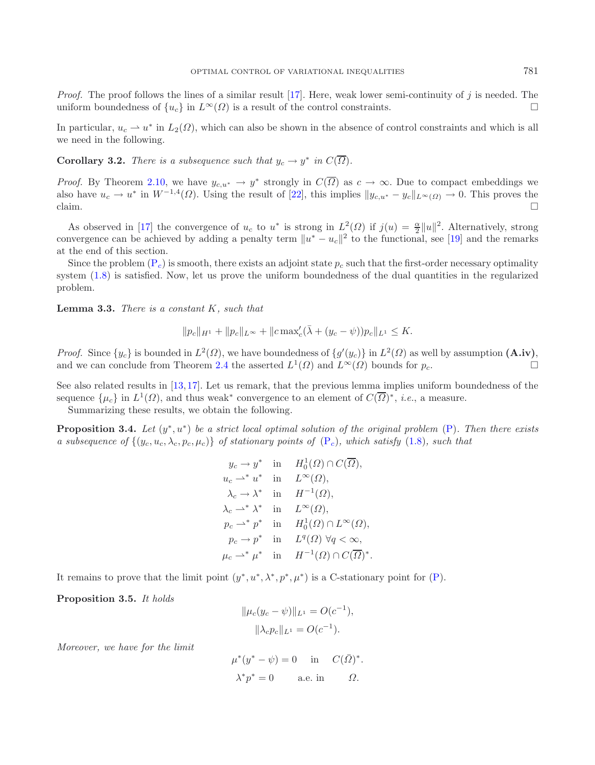*Proof.* The proof follows the lines of a similar result [17]. Here, weak lower semi-continuity of $j$ is needed. The uniform boundedness of $\{u_c\}$ in $L^\infty(\Omega)$ is a result of the control constraints. □

In particular, $u_c \rightharpoonup u^*$ in $L_2(\Omega)$, which can also be shown in the absence of control constraints and which is all we need in the following.

**Corollary 3.2.** *There is a subsequence such that $y_c \to y^*$ in $C(\overline{\Omega})$.*

*Proof.* By Theorem 2.10, we have $y_{c,u^*} \to y^*$ strongly in $C(\overline{\Omega})$ as $c \to \infty$. Due to compact embeddings we also have $u_c \to u^*$ in $W^{-1,4}(\Omega)$. Using the result of [22], this implies $\|y_{c,u^*} - y_c\|_{L^\infty(\Omega)} \to 0$. This proves the claim. □

As observed in [17] the convergence of $u_c$ to $u^*$ is strong in $L^2(\Omega)$ if $j(u) = \frac{\alpha}{2}\|u\|^2$. Alternatively, strong convergence can be achieved by adding a penalty term $\|u^* - u_c\|^2$ to the functional, see [19] and the remarks at the end of this section.

Since the problem ($\mathrm{P}_c$) is smooth, there exists an adjoint state $p_c$ such that the first-order necessary optimality system (1.8) is satisfied. Now, let us prove the uniform boundedness of the dual quantities in the regularized problem.

**Lemma 3.3.** *There is a constant $K$, such that*

$$\|p_c\|_{H^1} + \|p_c\|_{L^\infty} + \|c \max_c'(\bar{\lambda} + (y_c - \psi))p_c\|_{L^1} \le K.$$

*Proof.* Since $\{y_c\}$ is bounded in $L^2(\Omega)$, we have boundedness of $\{g'(y_c)\}$ in $L^2(\Omega)$ as well by assumption **(A.iv)**, and we can conclude from Theorem 2.4 the asserted $L^1(\Omega)$ and $L^\infty(\Omega)$ bounds for $p_c$. □

See also related results in [13,17]. Let us remark, that the previous lemma implies uniform boundedness of the sequence $\{\mu_c\}$ in $L^1(\Omega)$, and thus weak* convergence to an element of $C(\overline{\Omega})^*$, *i.e.*, a measure.

Summarizing these results, we obtain the following.

**Proposition 3.4.** *Let $(y^*, u^*)$ be a strict local optimal solution of the original problem (P). Then there exists a subsequence of $\{(y_c, u_c, \lambda_c, p_c, \mu_c)\}$ of stationary points of ($\mathrm{P}_c$), which satisfy (1.8), such that*

$$\begin{aligned}
y_c &\to y^* \quad &&\text{in} \quad H_0^1(\Omega) \cap C(\overline{\Omega}),\\
u_c &\rightharpoonup^* u^* \quad &&\text{in} \quad L^\infty(\Omega),\\
\lambda_c &\to \lambda^* \quad &&\text{in} \quad H^{-1}(\Omega),\\
\lambda_c &\rightharpoonup^* \lambda^* \quad &&\text{in} \quad L^\infty(\Omega),\\
p_c &\rightharpoonup^* p^* \quad &&\text{in} \quad H_0^1(\Omega) \cap L^\infty(\Omega),\\
p_c &\to p^* \quad &&\text{in} \quad L^q(\Omega)\ \forall q < \infty,\\
\mu_c &\rightharpoonup^* \mu^* \quad &&\text{in} \quad H^{-1}(\Omega) \cap C(\overline{\Omega})^*.
\end{aligned}$$

It remains to prove that the limit point $(y^*, u^*, \lambda^*, p^*, \mu^*)$ is a C-stationary point for (P).

**Proposition 3.5.** *It holds*

$$\|\mu_c(y_c - \psi)\|_{L^1} = O(c^{-1}),$$

$$\|\lambda_c p_c\|_{L^1} = O(c^{-1}).$$

*Moreover, we have for the limit*

$$\mu^*(y^* - \psi) = 0 \quad \text{in} \quad C(\bar{\Omega})^*.$$

$$\lambda^* p^* = 0 \quad \text{a.e. in} \quad \Omega.$$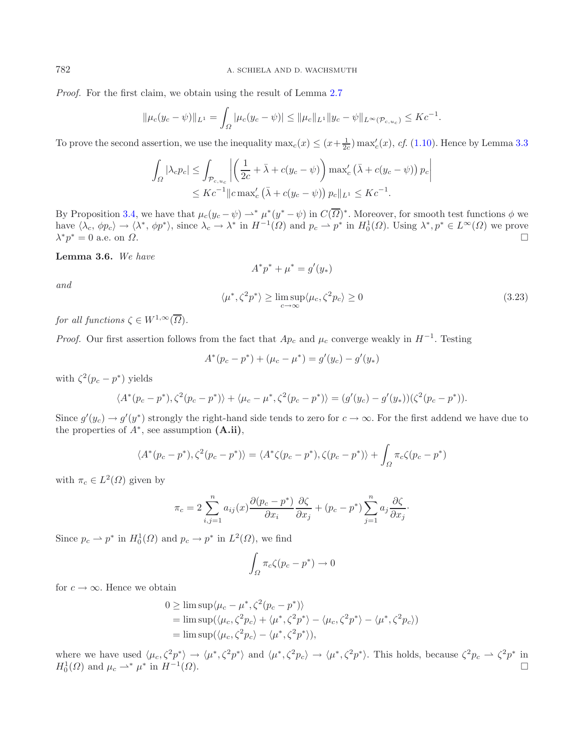*Proof.* For the first claim, we obtain using the result of Lemma 2.7

$$\|\mu_c(y_c - \psi)\|_{L^1} = \int_\Omega |\mu_c(y_c - \psi)| \le \|\mu_c\|_{L^1} \|y_c - \psi\|_{L^\infty(\mathcal{P}_{c,u_c})} \le Kc^{-1}.$$

To prove the second assertion, we use the inequality $\max_c(x) \le (x + \frac{1}{2c}) \max'_c(x)$, *cf.* (1.10). Hence by Lemma 3.3

$$\begin{aligned}
\int_\Omega |\lambda_c p_c| &\le \int_{\mathcal{P}_{c,u_c}} \left| \left( \frac{1}{2c} + \bar{\lambda} + c(y_c - \psi) \right) \max'_c \left( \bar{\lambda} + c(y_c - \psi) \right) p_c \right| \\
&\le Kc^{-1} \| c \max'_c \left( \bar{\lambda} + c(y_c - \psi) \right) p_c \|_{L^1} \le Kc^{-1}.
\end{aligned}$$

By Proposition 3.4, we have that $\mu_c(y_c - \psi) \rightharpoonup^* \mu^*(y^* - \psi)$ in $C(\overline{\Omega})^*$. Moreover, for smooth test functions $\phi$ we have $\langle \lambda_c, \phi p_c \rangle \to \langle \lambda^*, \phi p^* \rangle$, since $\lambda_c \to \lambda^*$ in $H^{-1}(\Omega)$ and $p_c \rightharpoonup p^*$ in $H^1_0(\Omega)$. Using $\lambda^*, p^* \in L^\infty(\Omega)$ we prove $\lambda^* p^* = 0$ a.e. on $\Omega$. $\square$

**Lemma 3.6.** *We have*

$$A^* p^* + \mu^* = g'(y_*)$$

*and*

$$\langle \mu^*, \zeta^2 p^* \rangle \ge \limsup_{c \to \infty} \langle \mu_c, \zeta^2 p_c \rangle \ge 0 \tag{3.23}$$

*for all functions* $\zeta \in W^{1,\infty}(\overline{\Omega})$.

*Proof.* Our first assertion follows from the fact that $Ap_c$ and $\mu_c$ converge weakly in $H^{-1}$. Testing

$$A^*(p_c - p^*) + (\mu_c - \mu^*) = g'(y_c) - g'(y_*)$$

with $\zeta^2(p_c - p^*)$ yields

$$\langle A^*(p_c - p^*), \zeta^2(p_c - p^*) \rangle + \langle \mu_c - \mu^*, \zeta^2(p_c - p^*) \rangle = (g'(y_c) - g'(y_*))(\zeta^2(p_c - p^*)).$$

Since $g'(y_c) \to g'(y^*)$ strongly the right-hand side tends to zero for $c \to \infty$. For the first addend we have due to the properties of $A^*$, see assumption **(A.ii)**,

$$\langle A^*(p_c - p^*), \zeta^2(p_c - p^*) \rangle = \langle A^* \zeta(p_c - p^*), \zeta(p_c - p^*) \rangle + \int_\Omega \pi_c \zeta(p_c - p^*)$$

with $\pi_c \in L^2(\Omega)$ given by

$$\pi_c = 2 \sum_{i,j=1}^n a_{ij}(x) \frac{\partial(p_c - p^*)}{\partial x_i} \frac{\partial \zeta}{\partial x_j} + (p_c - p^*) \sum_{j=1}^n a_j \frac{\partial \zeta}{\partial x_j}.$$

Since $p_c \rightharpoonup p^*$ in $H^1_0(\Omega)$ and $p_c \to p^*$ in $L^2(\Omega)$, we find

$$\int_\Omega \pi_c \zeta(p_c - p^*) \to 0$$

for $c \to \infty$. Hence we obtain

$$\begin{aligned}
0 &\ge \limsup \langle \mu_c - \mu^*, \zeta^2(p_c - p^*) \rangle \\
&= \limsup (\langle \mu_c, \zeta^2 p_c \rangle + \langle \mu^*, \zeta^2 p^* \rangle - \langle \mu_c, \zeta^2 p^* \rangle - \langle \mu^*, \zeta^2 p_c \rangle) \\
&= \limsup (\langle \mu_c, \zeta^2 p_c \rangle - \langle \mu^*, \zeta^2 p^* \rangle),
\end{aligned}$$

where we have used $\langle \mu_c, \zeta^2 p^* \rangle \to \langle \mu^*, \zeta^2 p^* \rangle$ and $\langle \mu^*, \zeta^2 p_c \rangle \to \langle \mu^*, \zeta^2 p^* \rangle$. This holds, because $\zeta^2 p_c \rightharpoonup \zeta^2 p^*$ in $H^1_0(\Omega)$ and $\mu_c \rightharpoonup^* \mu^*$ in $H^{-1}(\Omega)$. $\square$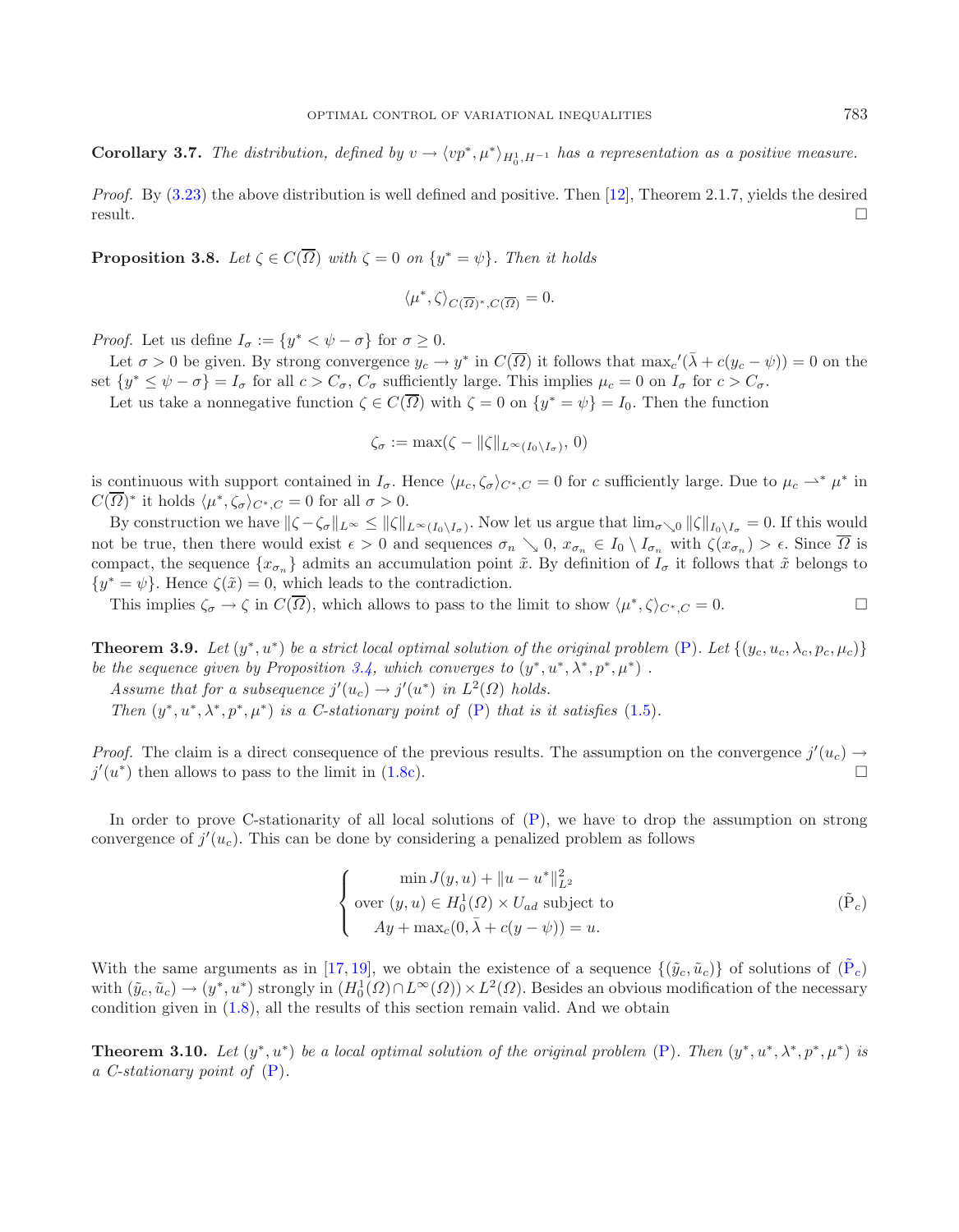**Corollary 3.7.** *The distribution, defined by $v \to \langle vp^*, \mu^* \rangle_{H_0^1, H^{-1}}$ has a representation as a positive measure.*

*Proof.* By (3.23) the above distribution is well defined and positive. Then [12], Theorem 2.1.7, yields the desired result. $\square$

**Proposition 3.8.** *Let $\zeta \in C(\overline{\Omega})$ with $\zeta = 0$ on $\{y^* = \psi\}$. Then it holds*

$$\langle \mu^*, \zeta \rangle_{C(\overline{\Omega})^*, C(\overline{\Omega})} = 0.$$

*Proof.* Let us define $I_\sigma := \{y^* < \psi - \sigma\}$ for $\sigma \geq 0$.

Let $\sigma > 0$ be given. By strong convergence $y_c \to y^*$ in $C(\overline{\Omega})$ it follows that $\max_c{}'(\bar{\lambda} + c(y_c - \psi)) = 0$ on the set $\{y^* \leq \psi - \sigma\} = I_\sigma$ for all $c > C_\sigma$, $C_\sigma$ sufficiently large. This implies $\mu_c = 0$ on $I_\sigma$ for $c > C_\sigma$.

Let us take a nonnegative function $\zeta \in C(\overline{\Omega})$ with $\zeta = 0$ on $\{y^* = \psi\} = I_0$. Then the function

$$\zeta_\sigma := \max(\zeta - \|\zeta\|_{L^\infty(I_0 \setminus I_\sigma)}, 0)$$

is continuous with support contained in $I_\sigma$. Hence $\langle \mu_c, \zeta_\sigma \rangle_{C^*, C} = 0$ for $c$ sufficiently large. Due to $\mu_c \rightharpoonup^* \mu^*$ in $C(\overline{\Omega})^*$ it holds $\langle \mu^*, \zeta_\sigma \rangle_{C^*, C} = 0$ for all $\sigma > 0$.

By construction we have $\|\zeta - \zeta_\sigma\|_{L^\infty} \leq \|\zeta\|_{L^\infty(I_0 \setminus I_\sigma)}$. Now let us argue that $\lim_{\sigma \searrow 0} \|\zeta\|_{I_0 \setminus I_\sigma} = 0$. If this would not be true, then there would exist $\epsilon > 0$ and sequences $\sigma_n \searrow 0$, $x_{\sigma_n} \in I_0 \setminus I_{\sigma_n}$ with $\zeta(x_{\sigma_n}) > \epsilon$. Since $\overline{\Omega}$ is compact, the sequence $\{x_{\sigma_n}\}$ admits an accumulation point $\tilde{x}$. By definition of $I_\sigma$ it follows that $\tilde{x}$ belongs to $\{y^* = \psi\}$. Hence $\zeta(\tilde{x}) = 0$, which leads to the contradiction.

This implies $\zeta_\sigma \to \zeta$ in $C(\overline{\Omega})$, which allows to pass to the limit to show $\langle \mu^*, \zeta \rangle_{C^*, C} = 0$. $\square$

**Theorem 3.9.** *Let $(y^*, u^*)$ be a strict local optimal solution of the original problem (P). Let $\{(y_c, u_c, \lambda_c, p_c, \mu_c)\}$ be the sequence given by Proposition 3.4, which converges to $(y^*, u^*, \lambda^*, p^*, \mu^*)$ .*

*Assume that for a subsequence $j'(u_c) \to j'(u^*)$ in $L^2(\Omega)$ holds.*

*Then $(y^*, u^*, \lambda^*, p^*, \mu^*)$ is a C-stationary point of (P) that is it satisfies (1.5).*

*Proof.* The claim is a direct consequence of the previous results. The assumption on the convergence $j'(u_c) \to j'(u^*)$ then allows to pass to the limit in (1.8c). $\square$

In order to prove C-stationarity of all local solutions of (P), we have to drop the assumption on strong convergence of $j'(u_c)$. This can be done by considering a penalized problem as follows

$$\left\{ \begin{array}{c} \min J(y, u) + \|u - u^*\|_{L^2}^2 \\ \text{over } (y, u) \in H_0^1(\Omega) \times U_{ad} \text{ subject to} \\ Ay + \max_c(0, \bar{\lambda} + c(y - \psi)) = u. \end{array} \right. \qquad (\tilde{\mathrm{P}}_c)$$

With the same arguments as in [17, 19], we obtain the existence of a sequence $\{(\tilde{y}_c, \tilde{u}_c)\}$ of solutions of $(\tilde{\mathrm{P}}_c)$ with $(\tilde{y}_c, \tilde{u}_c) \to (y^*, u^*)$ strongly in $(H_0^1(\Omega) \cap L^\infty(\Omega)) \times L^2(\Omega)$. Besides an obvious modification of the necessary condition given in (1.8), all the results of this section remain valid. And we obtain

**Theorem 3.10.** *Let $(y^*, u^*)$ be a local optimal solution of the original problem (P). Then $(y^*, u^*, \lambda^*, p^*, \mu^*)$ is a C-stationary point of (P).*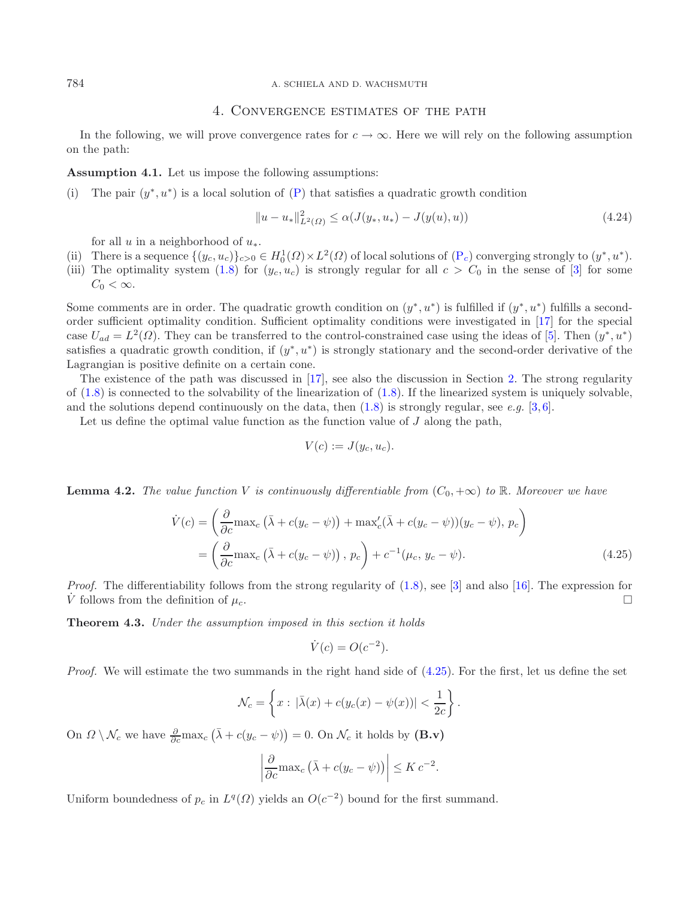## 4. Convergence estimates of the path

In the following, we will prove convergence rates for $c \to \infty$. Here we will rely on the following assumption on the path:

**Assumption 4.1.** Let us impose the following assumptions:

(i) The pair $(y^*, u^*)$ is a local solution of (P) that satisfies a quadratic growth condition

$$\|u - u_*\|^2_{L^2(\Omega)} \le \alpha(J(y_*, u_*) - J(y(u), u)) \tag{4.24}$$

for all $u$ in a neighborhood of $u_*$.

(ii) There is a sequence $\{(y_c, u_c)\}_{c>0} \in H^1_0(\Omega) \times L^2(\Omega)$ of local solutions of ($\mathrm{P}_c$) converging strongly to $(y^*, u^*)$.

(iii) The optimality system (1.8) for $(y_c, u_c)$ is strongly regular for all $c > C_0$ in the sense of [3] for some $C_0 < \infty$.

Some comments are in order. The quadratic growth condition on $(y^*, u^*)$ is fulfilled if $(y^*, u^*)$ fulfills a second-order sufficient optimality condition. Sufficient optimality conditions were investigated in [17] for the special case $U_{ad} = L^2(\Omega)$. They can be transferred to the control-constrained case using the ideas of [5]. Then $(y^*, u^*)$ satisfies a quadratic growth condition, if $(y^*, u^*)$ is strongly stationary and the second-order derivative of the Lagrangian is positive definite on a certain cone.

The existence of the path was discussed in [17], see also the discussion in Section 2. The strong regularity of (1.8) is connected to the solvability of the linearization of (1.8). If the linearized system is uniquely solvable, and the solutions depend continuously on the data, then (1.8) is strongly regular, see *e.g.* [3,6].

Let us define the optimal value function as the function value of $J$ along the path,

$$V(c) := J(y_c, u_c).$$

**Lemma 4.2.** *The value function $V$ is continuously differentiable from $(C_0, +\infty)$ to $\mathbb{R}$. Moreover we have*

$$\begin{aligned}
\dot{V}(c) &= \left( \frac{\partial}{\partial c} \mathrm{max}_c \left( \bar\lambda + c(y_c - \psi) \right) + \mathrm{max}_c'(\bar\lambda + c(y_c - \psi))(y_c - \psi),\, p_c \right) \\
&= \left( \frac{\partial}{\partial c} \mathrm{max}_c \left( \bar\lambda + c(y_c - \psi) \right),\, p_c \right) + c^{-1}(\mu_c,\, y_c - \psi).
\end{aligned} \tag{4.25}$$

*Proof.* The differentiability follows from the strong regularity of (1.8), see [3] and also [16]. The expression for $\dot{V}$ follows from the definition of $\mu_c$. $\square$

**Theorem 4.3.** *Under the assumption imposed in this section it holds*

$$\dot{V}(c) = O(c^{-2}).$$

*Proof.* We will estimate the two summands in the right hand side of (4.25). For the first, let us define the set

$$\mathcal{N}_c = \left\{ x : |\bar\lambda(x) + c(y_c(x) - \psi(x))| < \frac{1}{2c} \right\}.$$

On $\Omega \setminus \mathcal{N}_c$ we have $\frac{\partial}{\partial c} \mathrm{max}_c \left( \bar\lambda + c(y_c - \psi) \right) = 0$. On $\mathcal{N}_c$ it holds by **(B.v)**

$$\left| \frac{\partial}{\partial c} \mathrm{max}_c \left( \bar\lambda + c(y_c - \psi) \right) \right| \le K\, c^{-2}.$$

Uniform boundedness of $p_c$ in $L^q(\Omega)$ yields an $O(c^{-2})$ bound for the first summand.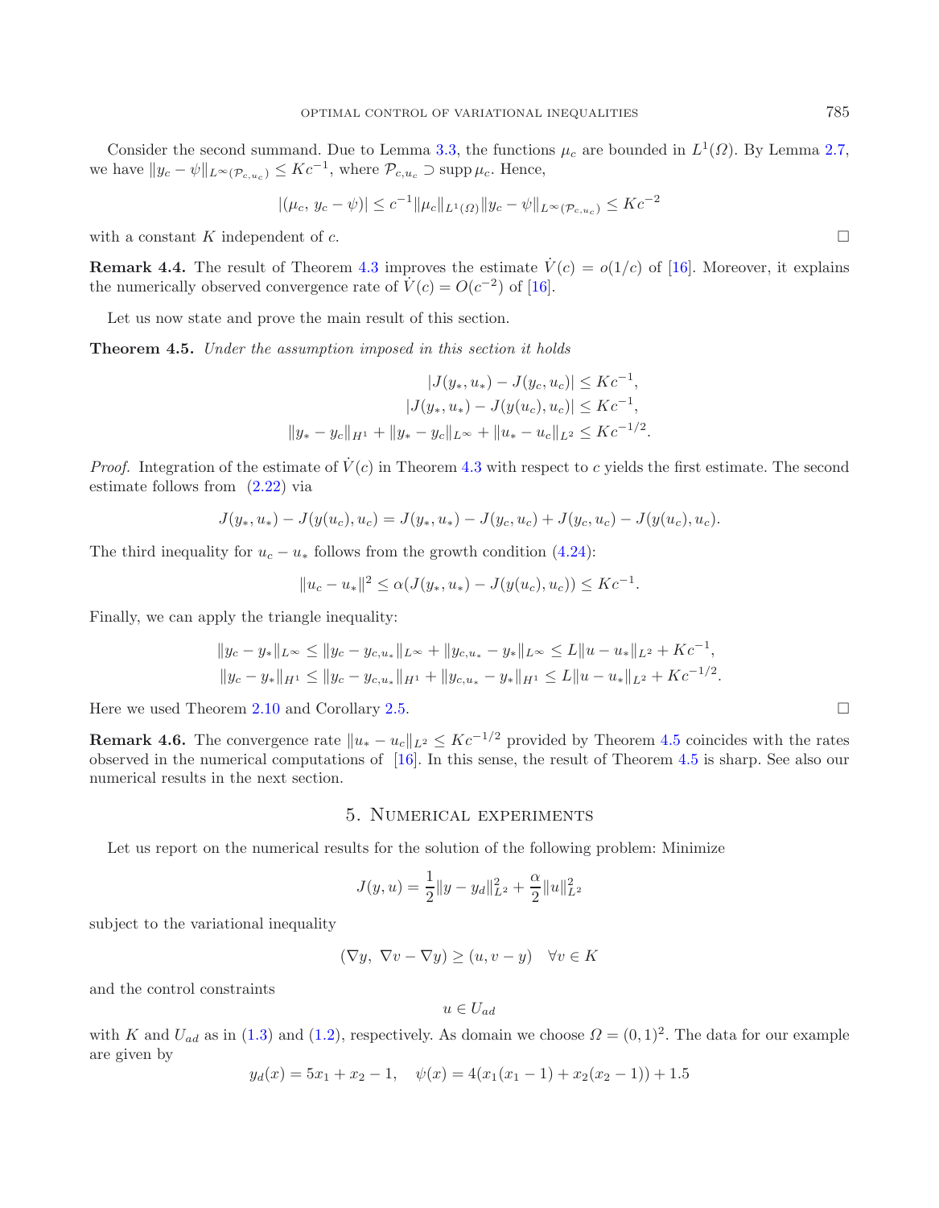Consider the second summand. Due to Lemma 3.3, the functions $\mu_c$ are bounded in $L^1(\Omega)$. By Lemma 2.7, we have $\|y_c - \psi\|_{L^\infty(\mathcal{P}_{c,u_c})} \le Kc^{-1}$, where $\mathcal{P}_{c,u_c} \supset \operatorname{supp} \mu_c$. Hence,

$$|(\mu_c,\, y_c - \psi)| \le c^{-1}\|\mu_c\|_{L^1(\Omega)}\|y_c - \psi\|_{L^\infty(\mathcal{P}_{c,u_c})} \le Kc^{-2}$$

with a constant $K$ independent of $c$. □

**Remark 4.4.** The result of Theorem 4.3 improves the estimate $\dot{V}(c) = o(1/c)$ of [16]. Moreover, it explains the numerically observed convergence rate of $\dot{V}(c) = O(c^{-2})$ of [16].

Let us now state and prove the main result of this section.

**Theorem 4.5.** *Under the assumption imposed in this section it holds*

$$|J(y_*, u_*) - J(y_c, u_c)| \le Kc^{-1},$$
$$|J(y_*, u_*) - J(y(u_c), u_c)| \le Kc^{-1},$$
$$\|y_* - y_c\|_{H^1} + \|y_* - y_c\|_{L^\infty} + \|u_* - u_c\|_{L^2} \le Kc^{-1/2}.$$

*Proof.* Integration of the estimate of $\dot{V}(c)$ in Theorem 4.3 with respect to $c$ yields the first estimate. The second estimate follows from (2.22) via

$$J(y_*, u_*) - J(y(u_c), u_c) = J(y_*, u_*) - J(y_c, u_c) + J(y_c, u_c) - J(y(u_c), u_c).$$

The third inequality for $u_c - u_*$ follows from the growth condition (4.24):

$$\|u_c - u_*\|^2 \le \alpha(J(y_*, u_*) - J(y(u_c), u_c)) \le Kc^{-1}.$$

Finally, we can apply the triangle inequality:

$$\|y_c - y_*\|_{L^\infty} \le \|y_c - y_{c,u_*}\|_{L^\infty} + \|y_{c,u_*} - y_*\|_{L^\infty} \le L\|u - u_*\|_{L^2} + Kc^{-1},$$
$$\|y_c - y_*\|_{H^1} \le \|y_c - y_{c,u_*}\|_{H^1} + \|y_{c,u_*} - y_*\|_{H^1} \le L\|u - u_*\|_{L^2} + Kc^{-1/2}.$$

Here we used Theorem 2.10 and Corollary 2.5. □

**Remark 4.6.** The convergence rate $\|u_* - u_c\|_{L^2} \le Kc^{-1/2}$ provided by Theorem 4.5 coincides with the rates observed in the numerical computations of [16]. In this sense, the result of Theorem 4.5 is sharp. See also our numerical results in the next section.

## 5. Numerical experiments

Let us report on the numerical results for the solution of the following problem: Minimize

$$J(y, u) = \frac{1}{2}\|y - y_d\|_{L^2}^2 + \frac{\alpha}{2}\|u\|_{L^2}^2$$

subject to the variational inequality

$$(\nabla y,\, \nabla v - \nabla y) \ge (u, v - y) \quad \forall v \in K$$

and the control constraints

$$u \in U_{ad}$$

with $K$ and $U_{ad}$ as in (1.3) and (1.2), respectively. As domain we choose $\Omega = (0,1)^2$. The data for our example are given by

$$y_d(x) = 5x_1 + x_2 - 1, \quad \psi(x) = 4(x_1(x_1 - 1) + x_2(x_2 - 1)) + 1.5$$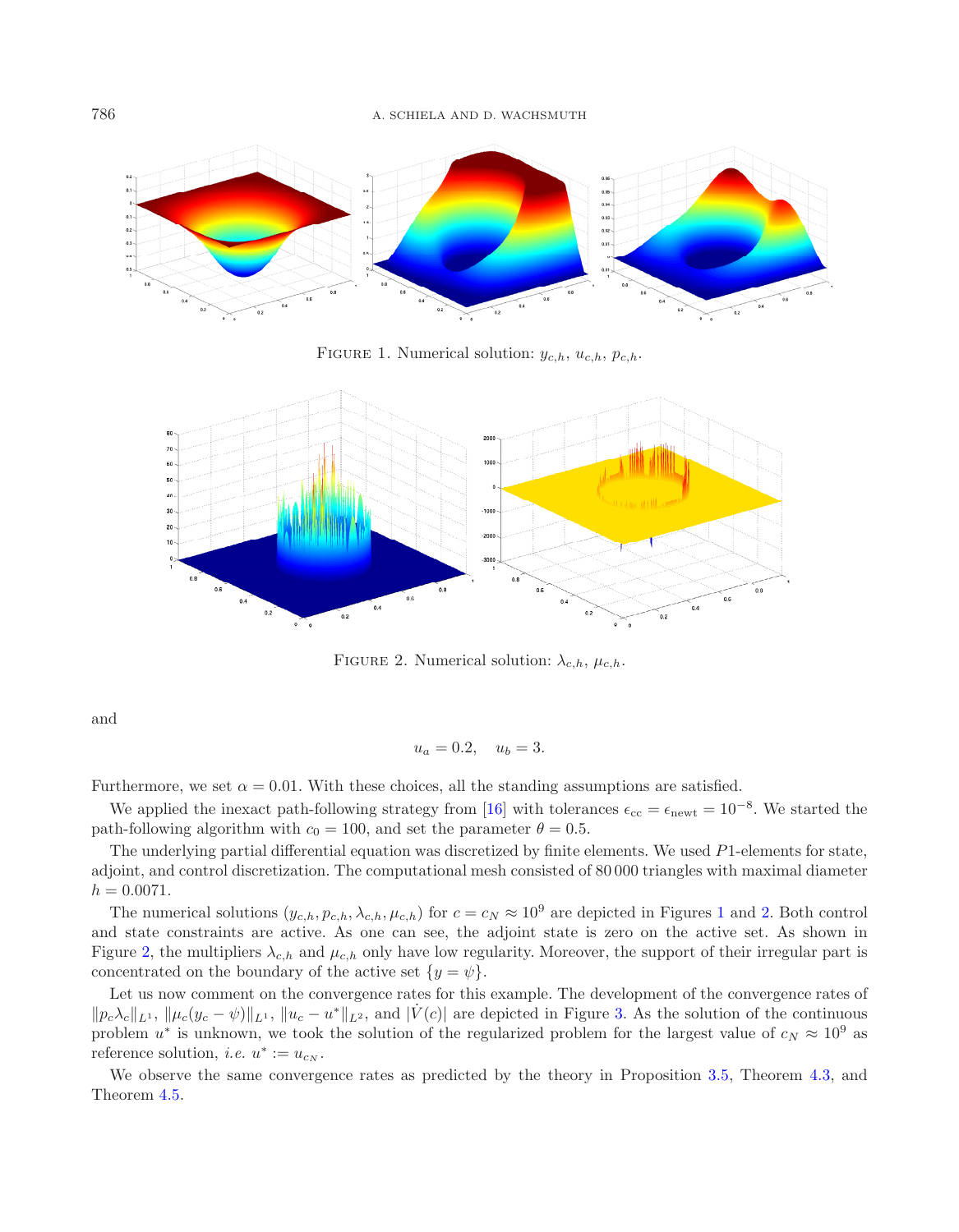FIGURE 1. Numerical solution: $y_{c,h}$, $u_{c,h}$, $p_{c,h}$.

FIGURE 2. Numerical solution: $\lambda_{c,h}$, $\mu_{c,h}$.

and

$$u_a = 0.2, \quad u_b = 3.$$

Furthermore, we set $\alpha = 0.01$. With these choices, all the standing assumptions are satisfied.

We applied the inexact path-following strategy from [16] with tolerances $\epsilon_{\mathrm{cc}} = \epsilon_{\mathrm{newt}} = 10^{-8}$. We started the path-following algorithm with $c_0 = 100$, and set the parameter $\theta = 0.5$.

The underlying partial differential equation was discretized by finite elements. We used $P1$-elements for state, adjoint, and control discretization. The computational mesh consisted of 80 000 triangles with maximal diameter $h = 0.0071$.

The numerical solutions $(y_{c,h}, p_{c,h}, \lambda_{c,h}, \mu_{c,h})$ for $c = c_N \approx 10^9$ are depicted in Figures 1 and 2. Both control and state constraints are active. As one can see, the adjoint state is zero on the active set. As shown in Figure 2, the multipliers $\lambda_{c,h}$ and $\mu_{c,h}$ only have low regularity. Moreover, the support of their irregular part is concentrated on the boundary of the active set $\{y = \psi\}$.

Let us now comment on the convergence rates for this example. The development of the convergence rates of $\|p_c\lambda_c\|_{L^1}$, $\|\mu_c(y_c - \psi)\|_{L^1}$, $\|u_c - u^*\|_{L^2}$, and $|\dot{V}(c)|$ are depicted in Figure 3. As the solution of the continuous problem $u^*$ is unknown, we took the solution of the regularized problem for the largest value of $c_N \approx 10^9$ as reference solution, *i.e.* $u^* := u_{c_N}$.

We observe the same convergence rates as predicted by the theory in Proposition 3.5, Theorem 4.3, and Theorem 4.5.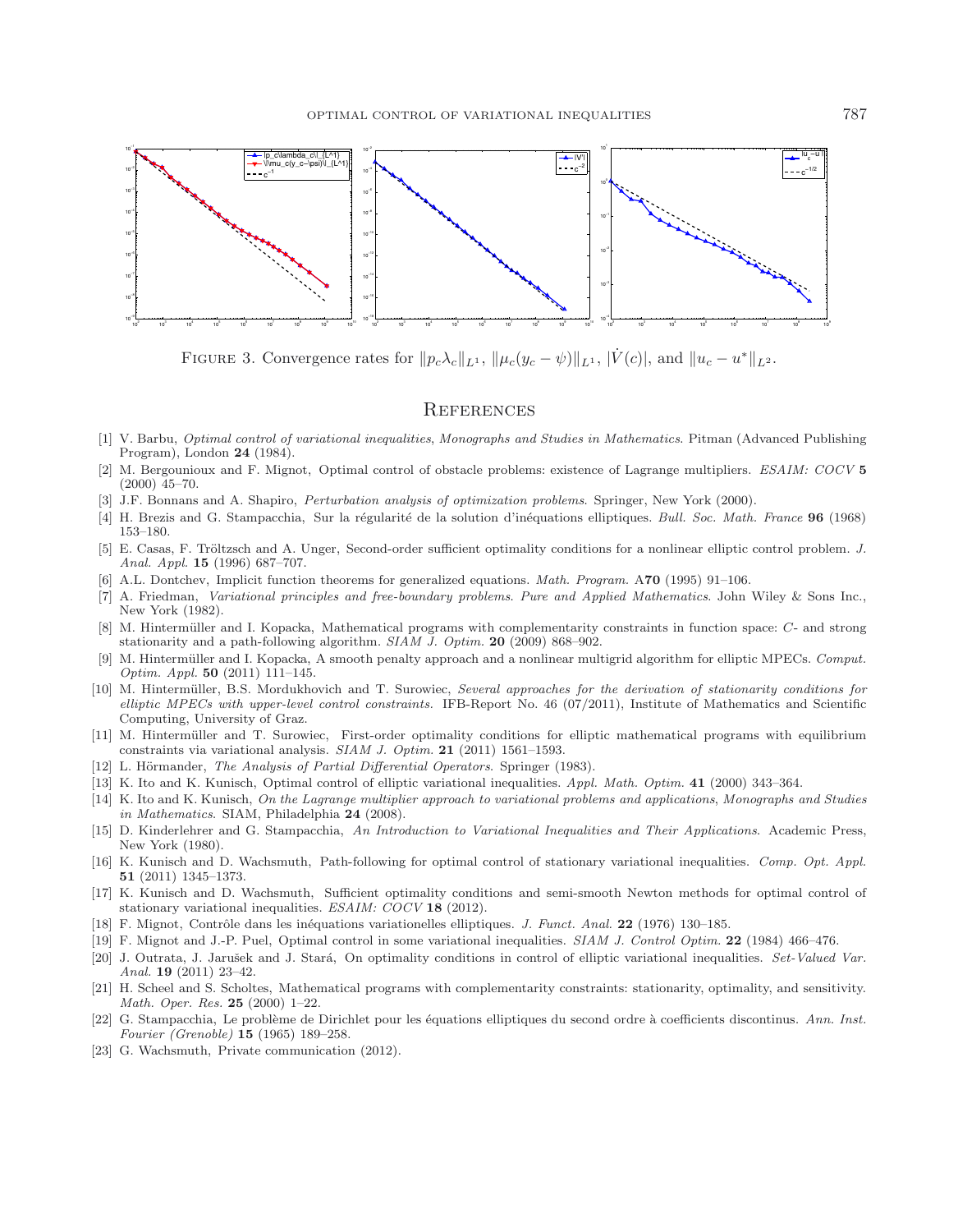|p_c\lambda_c\|_{L^1}
\|\mu_c(y_c-\psi)\|_{L^1}
c^{-1}

|V'|
c^{-2}

|u_c-u|
c^{-1/2}

Figure 3. Convergence rates for $\|p_c\lambda_c\|_{L^1}$, $\|\mu_c(y_c-\psi)\|_{L^1}$, $|\dot{V}(c)|$, and $\|u_c-u^*\|_{L^2}$.

## References

[1] V. Barbu, *Optimal control of variational inequalities*, *Monographs and Studies in Mathematics*. Pitman (Advanced Publishing Program), London **24** (1984).

[2] M. Bergounioux and F. Mignot, Optimal control of obstacle problems: existence of Lagrange multipliers. *ESAIM: COCV* **5** (2000) 45–70.

[3] J.F. Bonnans and A. Shapiro, *Perturbation analysis of optimization problems*. Springer, New York (2000).

[4] H. Brezis and G. Stampacchia, Sur la régularité de la solution d'inéquations elliptiques. *Bull. Soc. Math. France* **96** (1968) 153–180.

[5] E. Casas, F. Tröltzsch and A. Unger, Second-order sufficient optimality conditions for a nonlinear elliptic control problem. *J. Anal. Appl.* **15** (1996) 687–707.

[6] A.L. Dontchev, Implicit function theorems for generalized equations. *Math. Program.* A**70** (1995) 91–106.

[7] A. Friedman, *Variational principles and free-boundary problems*. *Pure and Applied Mathematics*. John Wiley & Sons Inc., New York (1982).

[8] M. Hintermüller and I. Kopacka, Mathematical programs with complementarity constraints in function space: $C$- and strong stationarity and a path-following algorithm. *SIAM J. Optim.* **20** (2009) 868–902.

[9] M. Hintermüller and I. Kopacka, A smooth penalty approach and a nonlinear multigrid algorithm for elliptic MPECs. *Comput. Optim. Appl.* **50** (2011) 111–145.

[10] M. Hintermüller, B.S. Mordukhovich and T. Surowiec, *Several approaches for the derivation of stationarity conditions for elliptic MPECs with upper-level control constraints*. IFB-Report No. 46 (07/2011), Institute of Mathematics and Scientific Computing, University of Graz.

[11] M. Hintermüller and T. Surowiec, First-order optimality conditions for elliptic mathematical programs with equilibrium constraints via variational analysis. *SIAM J. Optim.* **21** (2011) 1561–1593.

[12] L. Hörmander, *The Analysis of Partial Differential Operators*. Springer (1983).

[13] K. Ito and K. Kunisch, Optimal control of elliptic variational inequalities. *Appl. Math. Optim.* **41** (2000) 343–364.

[14] K. Ito and K. Kunisch, *On the Lagrange multiplier approach to variational problems and applications*, *Monographs and Studies in Mathematics*. SIAM, Philadelphia **24** (2008).

[15] D. Kinderlehrer and G. Stampacchia, *An Introduction to Variational Inequalities and Their Applications*. Academic Press, New York (1980).

[16] K. Kunisch and D. Wachsmuth, Path-following for optimal control of stationary variational inequalities. *Comp. Opt. Appl.* **51** (2011) 1345–1373.

[17] K. Kunisch and D. Wachsmuth, Sufficient optimality conditions and semi-smooth Newton methods for optimal control of stationary variational inequalities. *ESAIM: COCV* **18** (2012).

[18] F. Mignot, Contrôle dans les inéquations variationelles elliptiques. *J. Funct. Anal.* **22** (1976) 130–185.

[19] F. Mignot and J.-P. Puel, Optimal control in some variational inequalities. *SIAM J. Control Optim.* **22** (1984) 466–476.

[20] J. Outrata, J. Jarušek and J. Stará, On optimality conditions in control of elliptic variational inequalities. *Set-Valued Var. Anal.* **19** (2011) 23–42.

[21] H. Scheel and S. Scholtes, Mathematical programs with complementarity constraints: stationarity, optimality, and sensitivity. *Math. Oper. Res.* **25** (2000) 1–22.

[22] G. Stampacchia, Le problème de Dirichlet pour les équations elliptiques du second ordre à coefficients discontinus. *Ann. Inst. Fourier (Grenoble)* **15** (1965) 189–258.

[23] G. Wachsmuth, Private communication (2012).